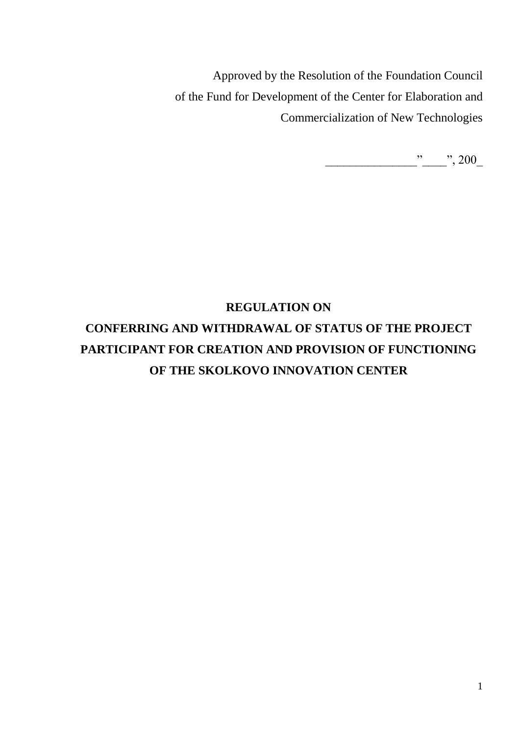Approved by the Resolution of the Foundation Council
of the Fund for Development of the Center for Elaboration and
Commercialization of New Technologies

_______________"____", 200_

# REGULATION ON
# CONFERRING AND WITHDRAWAL OF STATUS OF THE PROJECT PARTICIPANT FOR CREATION AND PROVISION OF FUNCTIONING OF THE SKOLKOVO INNOVATION CENTER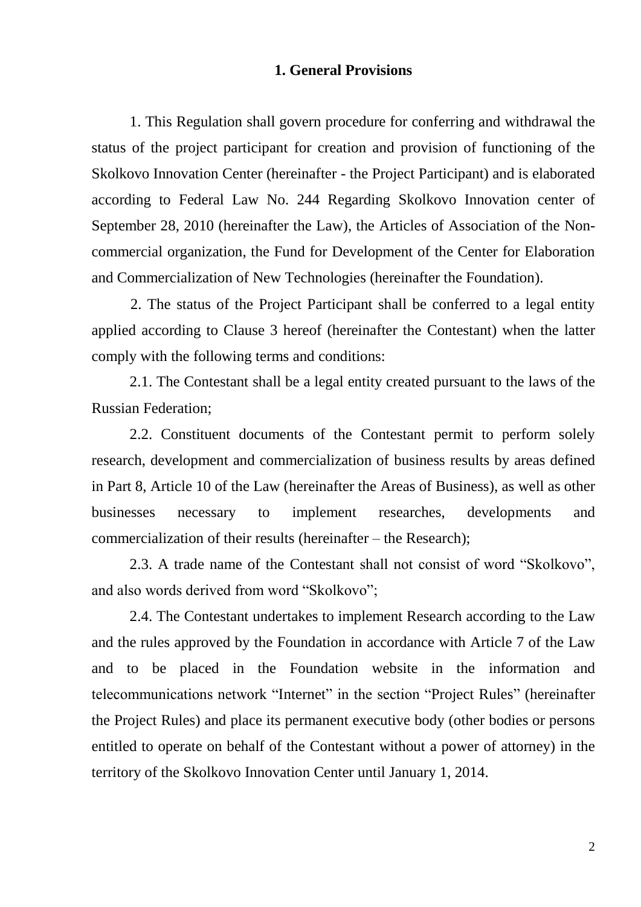## 1. General Provisions

1. This Regulation shall govern procedure for conferring and withdrawal the status of the project participant for creation and provision of functioning of the Skolkovo Innovation Center (hereinafter - the Project Participant) and is elaborated according to Federal Law No. 244 Regarding Skolkovo Innovation center of September 28, 2010 (hereinafter the Law), the Articles of Association of the Non-commercial organization, the Fund for Development of the Center for Elaboration and Commercialization of New Technologies (hereinafter the Foundation).

2. The status of the Project Participant shall be conferred to a legal entity applied according to Clause 3 hereof (hereinafter the Contestant) when the latter comply with the following terms and conditions:

2.1. The Contestant shall be a legal entity created pursuant to the laws of the Russian Federation;

2.2. Constituent documents of the Contestant permit to perform solely research, development and commercialization of business results by areas defined in Part 8, Article 10 of the Law (hereinafter the Areas of Business), as well as other businesses necessary to implement researches, developments and commercialization of their results (hereinafter – the Research);

2.3. A trade name of the Contestant shall not consist of word “Skolkovo”, and also words derived from word “Skolkovo”;

2.4. The Contestant undertakes to implement Research according to the Law and the rules approved by the Foundation in accordance with Article 7 of the Law and to be placed in the Foundation website in the information and telecommunications network “Internet” in the section “Project Rules” (hereinafter the Project Rules) and place its permanent executive body (other bodies or persons entitled to operate on behalf of the Contestant without a power of attorney) in the territory of the Skolkovo Innovation Center until January 1, 2014.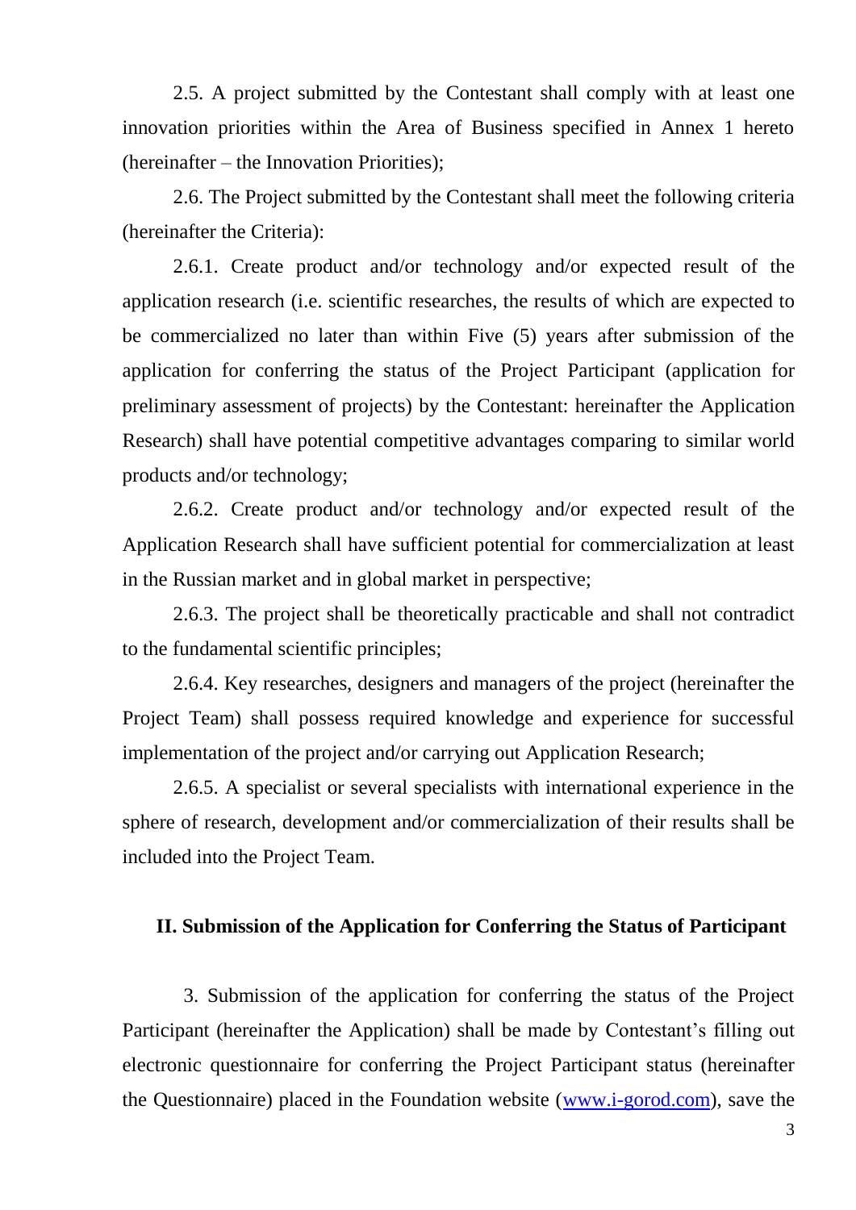2.5. A project submitted by the Contestant shall comply with at least one innovation priorities within the Area of Business specified in Annex 1 hereto (hereinafter – the Innovation Priorities);

2.6. The Project submitted by the Contestant shall meet the following criteria (hereinafter the Criteria):

2.6.1. Create product and/or technology and/or expected result of the application research (i.e. scientific researches, the results of which are expected to be commercialized no later than within Five (5) years after submission of the application for conferring the status of the Project Participant (application for preliminary assessment of projects) by the Contestant: hereinafter the Application Research) shall have potential competitive advantages comparing to similar world products and/or technology;

2.6.2. Create product and/or technology and/or expected result of the Application Research shall have sufficient potential for commercialization at least in the Russian market and in global market in perspective;

2.6.3. The project shall be theoretically practicable and shall not contradict to the fundamental scientific principles;

2.6.4. Key researches, designers and managers of the project (hereinafter the Project Team) shall possess required knowledge and experience for successful implementation of the project and/or carrying out Application Research;

2.6.5. A specialist or several specialists with international experience in the sphere of research, development and/or commercialization of their results shall be included into the Project Team.

## II. Submission of the Application for Conferring the Status of Participant

3. Submission of the application for conferring the status of the Project Participant (hereinafter the Application) shall be made by Contestant's filling out electronic questionnaire for conferring the Project Participant status (hereinafter the Questionnaire) placed in the Foundation website ([www.i-gorod.com](www.i-gorod.com)), save the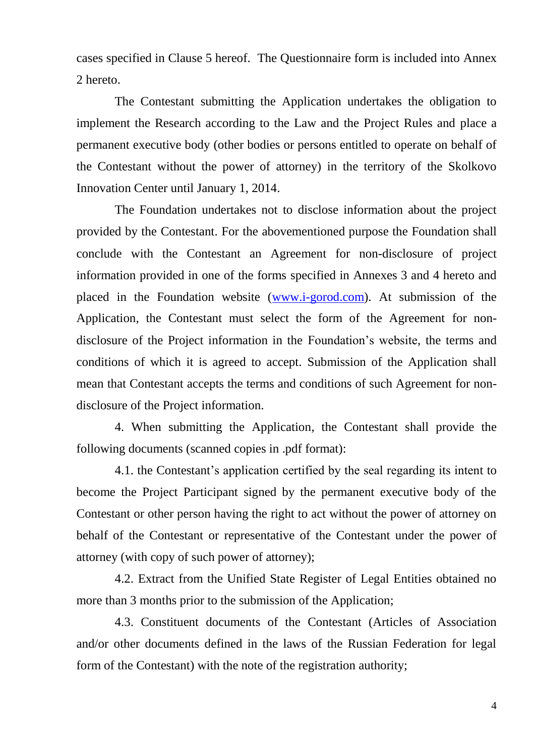cases specified in Clause 5 hereof. The Questionnaire form is included into Annex 2 hereto.

The Contestant submitting the Application undertakes the obligation to implement the Research according to the Law and the Project Rules and place a permanent executive body (other bodies or persons entitled to operate on behalf of the Contestant without the power of attorney) in the territory of the Skolkovo Innovation Center until January 1, 2014.

The Foundation undertakes not to disclose information about the project provided by the Contestant. For the abovementioned purpose the Foundation shall conclude with the Contestant an Agreement for non-disclosure of project information provided in one of the forms specified in Annexes 3 and 4 hereto and placed in the Foundation website ([www.i-gorod.com](http://www.i-gorod.com)). At submission of the Application, the Contestant must select the form of the Agreement for non-disclosure of the Project information in the Foundation's website, the terms and conditions of which it is agreed to accept. Submission of the Application shall mean that Contestant accepts the terms and conditions of such Agreement for non-disclosure of the Project information.

4. When submitting the Application, the Contestant shall provide the following documents (scanned copies in .pdf format):

4.1. the Contestant's application certified by the seal regarding its intent to become the Project Participant signed by the permanent executive body of the Contestant or other person having the right to act without the power of attorney on behalf of the Contestant or representative of the Contestant under the power of attorney (with copy of such power of attorney);

4.2. Extract from the Unified State Register of Legal Entities obtained no more than 3 months prior to the submission of the Application;

4.3. Constituent documents of the Contestant (Articles of Association and/or other documents defined in the laws of the Russian Federation for legal form of the Contestant) with the note of the registration authority;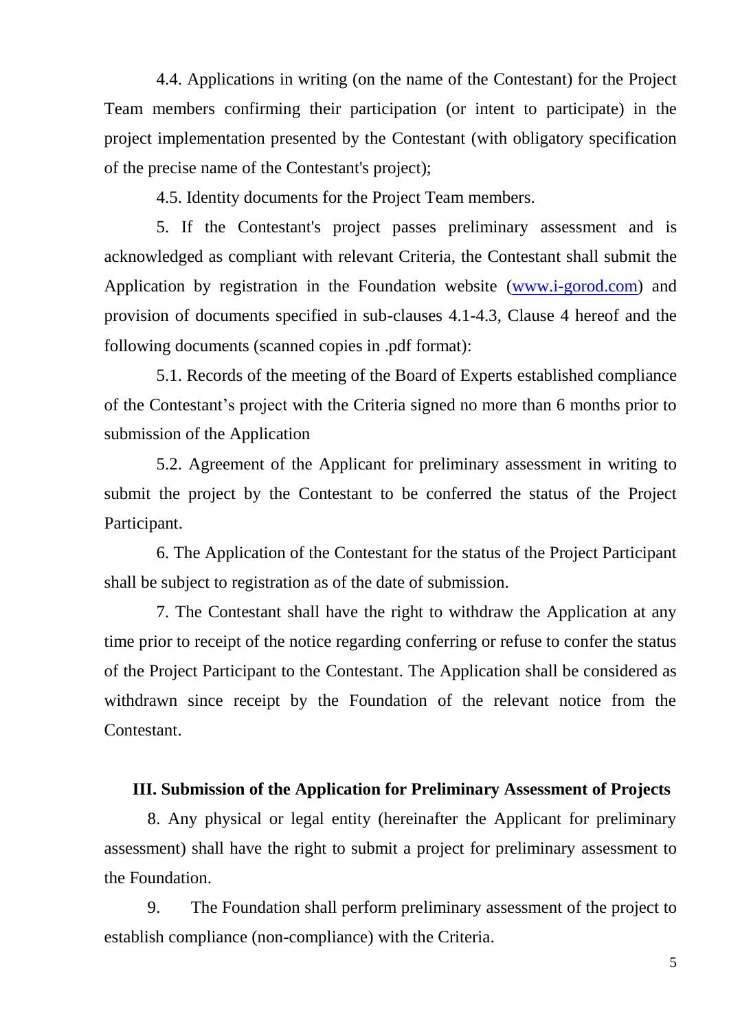4.4. Applications in writing (on the name of the Contestant) for the Project Team members confirming their participation (or intent to participate) in the project implementation presented by the Contestant (with obligatory specification of the precise name of the Contestant's project);

4.5. Identity documents for the Project Team members.

5. If the Contestant's project passes preliminary assessment and is acknowledged as compliant with relevant Criteria, the Contestant shall submit the Application by registration in the Foundation website ([www.i-gorod.com](http://www.i-gorod.com)) and provision of documents specified in sub-clauses 4.1-4.3, Clause 4 hereof and the following documents (scanned copies in .pdf format):

5.1. Records of the meeting of the Board of Experts established compliance of the Contestant's project with the Criteria signed no more than 6 months prior to submission of the Application

5.2. Agreement of the Applicant for preliminary assessment in writing to submit the project by the Contestant to be conferred the status of the Project Participant.

6. The Application of the Contestant for the status of the Project Participant shall be subject to registration as of the date of submission.

7. The Contestant shall have the right to withdraw the Application at any time prior to receipt of the notice regarding conferring or refuse to confer the status of the Project Participant to the Contestant. The Application shall be considered as withdrawn since receipt by the Foundation of the relevant notice from the Contestant.

## III. Submission of the Application for Preliminary Assessment of Projects

8. Any physical or legal entity (hereinafter the Applicant for preliminary assessment) shall have the right to submit a project for preliminary assessment to the Foundation.

9. The Foundation shall perform preliminary assessment of the project to establish compliance (non-compliance) with the Criteria.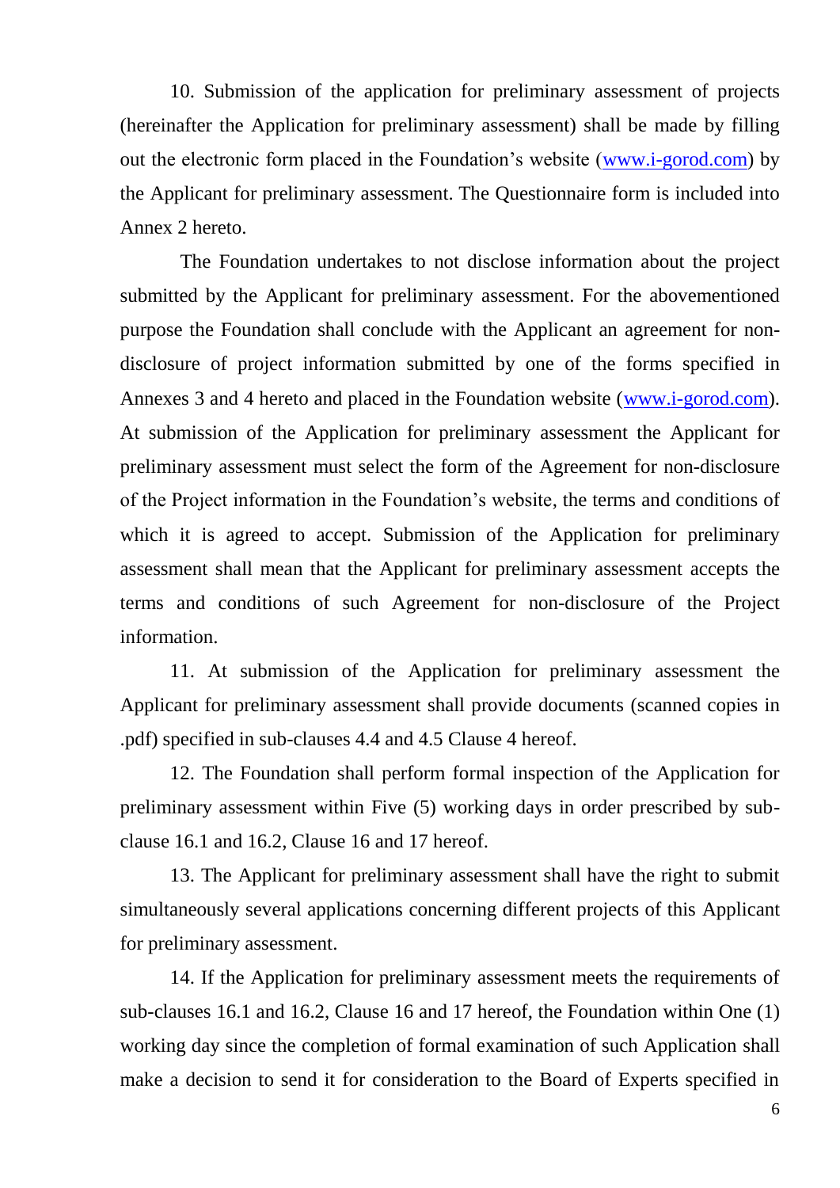10. Submission of the application for preliminary assessment of projects (hereinafter the Application for preliminary assessment) shall be made by filling out the electronic form placed in the Foundation's website (www.i-gorod.com) by the Applicant for preliminary assessment. The Questionnaire form is included into Annex 2 hereto.

The Foundation undertakes to not disclose information about the project submitted by the Applicant for preliminary assessment. For the abovementioned purpose the Foundation shall conclude with the Applicant an agreement for non-disclosure of project information submitted by one of the forms specified in Annexes 3 and 4 hereto and placed in the Foundation website (www.i-gorod.com). At submission of the Application for preliminary assessment the Applicant for preliminary assessment must select the form of the Agreement for non-disclosure of the Project information in the Foundation's website, the terms and conditions of which it is agreed to accept. Submission of the Application for preliminary assessment shall mean that the Applicant for preliminary assessment accepts the terms and conditions of such Agreement for non-disclosure of the Project information.

11. At submission of the Application for preliminary assessment the Applicant for preliminary assessment shall provide documents (scanned copies in .pdf) specified in sub-clauses 4.4 and 4.5 Clause 4 hereof.

12. The Foundation shall perform formal inspection of the Application for preliminary assessment within Five (5) working days in order prescribed by sub-clause 16.1 and 16.2, Clause 16 and 17 hereof.

13. The Applicant for preliminary assessment shall have the right to submit simultaneously several applications concerning different projects of this Applicant for preliminary assessment.

14. If the Application for preliminary assessment meets the requirements of sub-clauses 16.1 and 16.2, Clause 16 and 17 hereof, the Foundation within One (1) working day since the completion of formal examination of such Application shall make a decision to send it for consideration to the Board of Experts specified in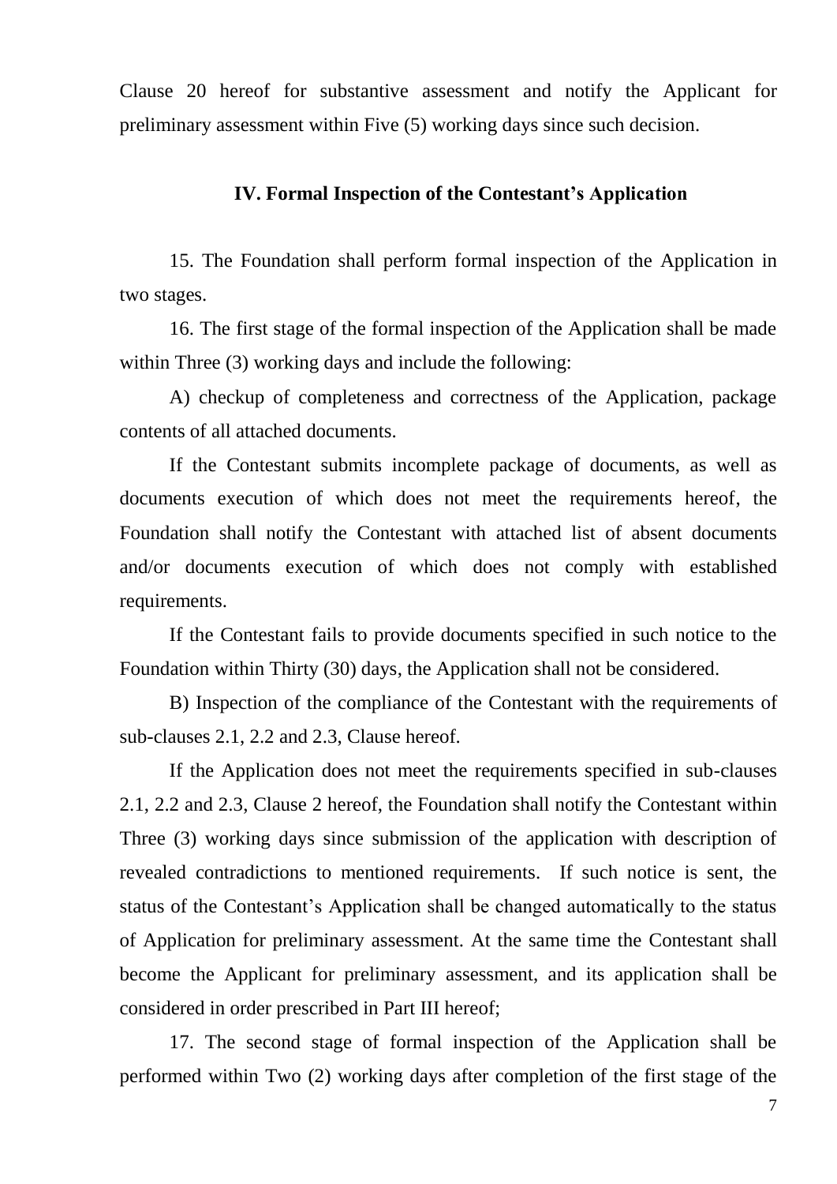Clause 20 hereof for substantive assessment and notify the Applicant for preliminary assessment within Five (5) working days since such decision.

### IV. Formal Inspection of the Contestant's Application

15. The Foundation shall perform formal inspection of the Application in two stages.

16. The first stage of the formal inspection of the Application shall be made within Three (3) working days and include the following:

A) checkup of completeness and correctness of the Application, package contents of all attached documents.

If the Contestant submits incomplete package of documents, as well as documents execution of which does not meet the requirements hereof, the Foundation shall notify the Contestant with attached list of absent documents and/or documents execution of which does not comply with established requirements.

If the Contestant fails to provide documents specified in such notice to the Foundation within Thirty (30) days, the Application shall not be considered.

B) Inspection of the compliance of the Contestant with the requirements of sub-clauses 2.1, 2.2 and 2.3, Clause hereof.

If the Application does not meet the requirements specified in sub-clauses 2.1, 2.2 and 2.3, Clause 2 hereof, the Foundation shall notify the Contestant within Three (3) working days since submission of the application with description of revealed contradictions to mentioned requirements. If such notice is sent, the status of the Contestant's Application shall be changed automatically to the status of Application for preliminary assessment. At the same time the Contestant shall become the Applicant for preliminary assessment, and its application shall be considered in order prescribed in Part III hereof;

17. The second stage of formal inspection of the Application shall be performed within Two (2) working days after completion of the first stage of the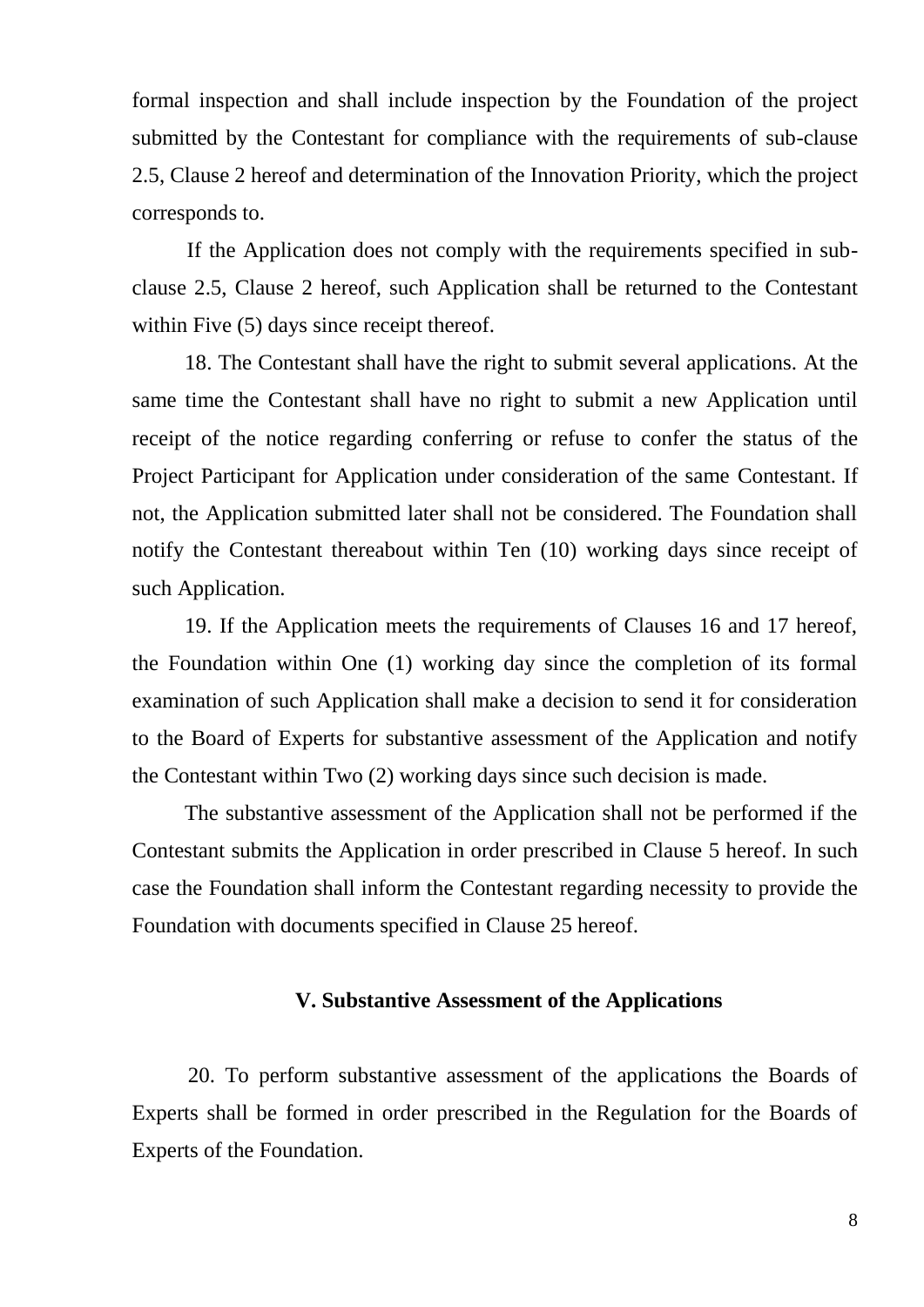formal inspection and shall include inspection by the Foundation of the project submitted by the Contestant for compliance with the requirements of sub-clause 2.5, Clause 2 hereof and determination of the Innovation Priority, which the project corresponds to.

If the Application does not comply with the requirements specified in sub-clause 2.5, Clause 2 hereof, such Application shall be returned to the Contestant within Five (5) days since receipt thereof.

18. The Contestant shall have the right to submit several applications. At the same time the Contestant shall have no right to submit a new Application until receipt of the notice regarding conferring or refuse to confer the status of the Project Participant for Application under consideration of the same Contestant. If not, the Application submitted later shall not be considered. The Foundation shall notify the Contestant thereabout within Ten (10) working days since receipt of such Application.

19. If the Application meets the requirements of Clauses 16 and 17 hereof, the Foundation within One (1) working day since the completion of its formal examination of such Application shall make a decision to send it for consideration to the Board of Experts for substantive assessment of the Application and notify the Contestant within Two (2) working days since such decision is made.

The substantive assessment of the Application shall not be performed if the Contestant submits the Application in order prescribed in Clause 5 hereof. In such case the Foundation shall inform the Contestant regarding necessity to provide the Foundation with documents specified in Clause 25 hereof.

## V. Substantive Assessment of the Applications

20. To perform substantive assessment of the applications the Boards of Experts shall be formed in order prescribed in the Regulation for the Boards of Experts of the Foundation.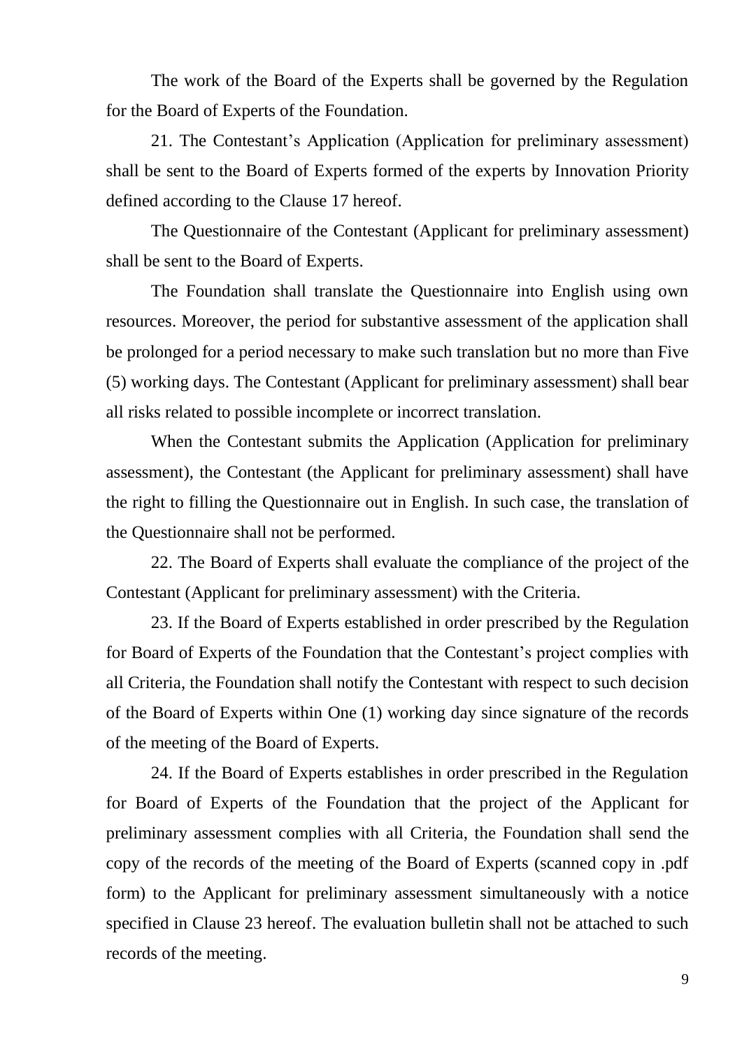The work of the Board of the Experts shall be governed by the Regulation for the Board of Experts of the Foundation.

21. The Contestant's Application (Application for preliminary assessment) shall be sent to the Board of Experts formed of the experts by Innovation Priority defined according to the Clause 17 hereof.

The Questionnaire of the Contestant (Applicant for preliminary assessment) shall be sent to the Board of Experts.

The Foundation shall translate the Questionnaire into English using own resources. Moreover, the period for substantive assessment of the application shall be prolonged for a period necessary to make such translation but no more than Five (5) working days. The Contestant (Applicant for preliminary assessment) shall bear all risks related to possible incomplete or incorrect translation.

When the Contestant submits the Application (Application for preliminary assessment), the Contestant (the Applicant for preliminary assessment) shall have the right to filling the Questionnaire out in English. In such case, the translation of the Questionnaire shall not be performed.

22. The Board of Experts shall evaluate the compliance of the project of the Contestant (Applicant for preliminary assessment) with the Criteria.

23. If the Board of Experts established in order prescribed by the Regulation for Board of Experts of the Foundation that the Contestant's project complies with all Criteria, the Foundation shall notify the Contestant with respect to such decision of the Board of Experts within One (1) working day since signature of the records of the meeting of the Board of Experts.

24. If the Board of Experts establishes in order prescribed in the Regulation for Board of Experts of the Foundation that the project of the Applicant for preliminary assessment complies with all Criteria, the Foundation shall send the copy of the records of the meeting of the Board of Experts (scanned copy in .pdf form) to the Applicant for preliminary assessment simultaneously with a notice specified in Clause 23 hereof. The evaluation bulletin shall not be attached to such records of the meeting.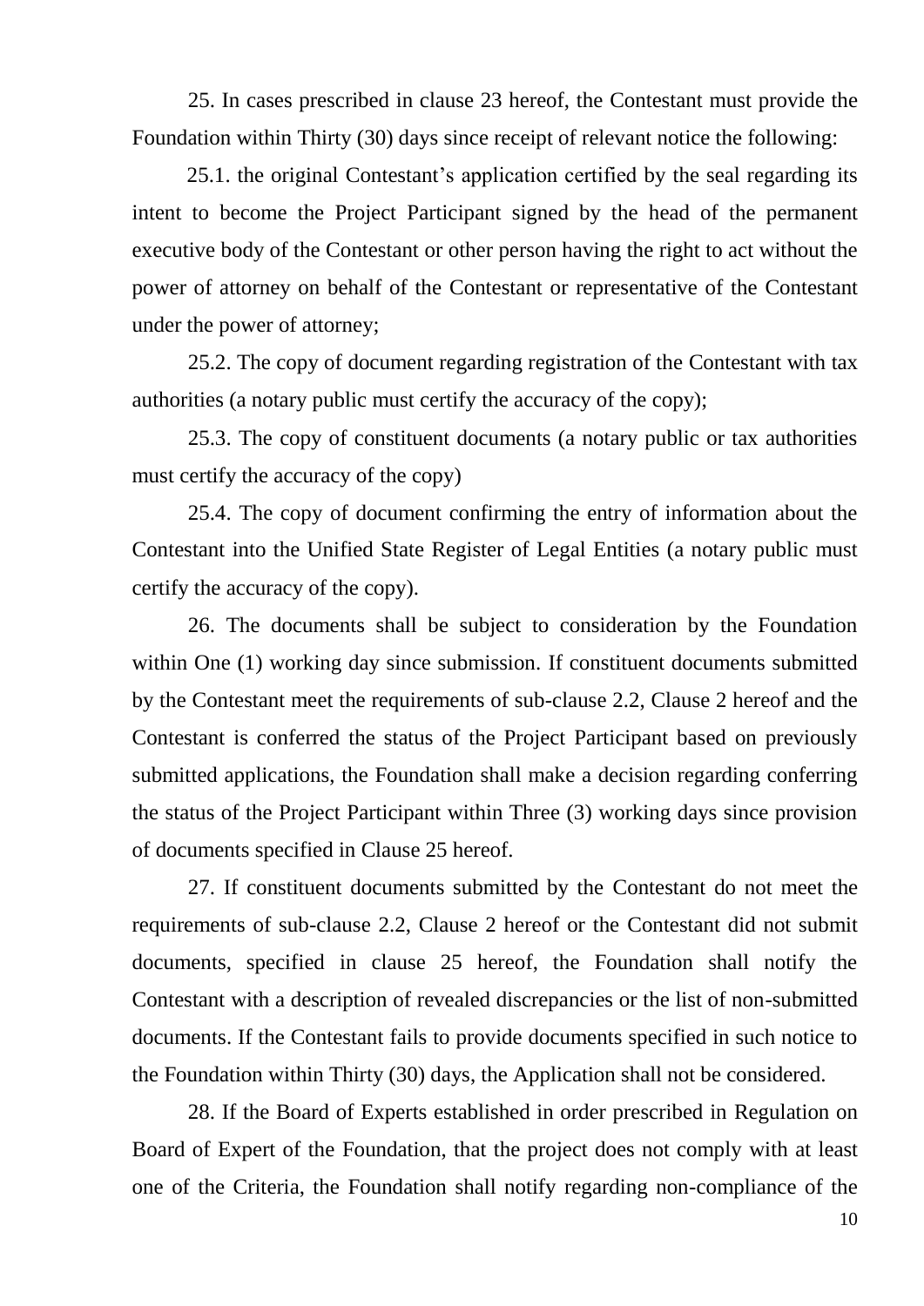25. In cases prescribed in clause 23 hereof, the Contestant must provide the Foundation within Thirty (30) days since receipt of relevant notice the following:

25.1. the original Contestant's application certified by the seal regarding its intent to become the Project Participant signed by the head of the permanent executive body of the Contestant or other person having the right to act without the power of attorney on behalf of the Contestant or representative of the Contestant under the power of attorney;

25.2. The copy of document regarding registration of the Contestant with tax authorities (a notary public must certify the accuracy of the copy);

25.3. The copy of constituent documents (a notary public or tax authorities must certify the accuracy of the copy)

25.4. The copy of document confirming the entry of information about the Contestant into the Unified State Register of Legal Entities (a notary public must certify the accuracy of the copy).

26. The documents shall be subject to consideration by the Foundation within One (1) working day since submission. If constituent documents submitted by the Contestant meet the requirements of sub-clause 2.2, Clause 2 hereof and the Contestant is conferred the status of the Project Participant based on previously submitted applications, the Foundation shall make a decision regarding conferring the status of the Project Participant within Three (3) working days since provision of documents specified in Clause 25 hereof.

27. If constituent documents submitted by the Contestant do not meet the requirements of sub-clause 2.2, Clause 2 hereof or the Contestant did not submit documents, specified in clause 25 hereof, the Foundation shall notify the Contestant with a description of revealed discrepancies or the list of non-submitted documents. If the Contestant fails to provide documents specified in such notice to the Foundation within Thirty (30) days, the Application shall not be considered.

28. If the Board of Experts established in order prescribed in Regulation on Board of Expert of the Foundation, that the project does not comply with at least one of the Criteria, the Foundation shall notify regarding non-compliance of the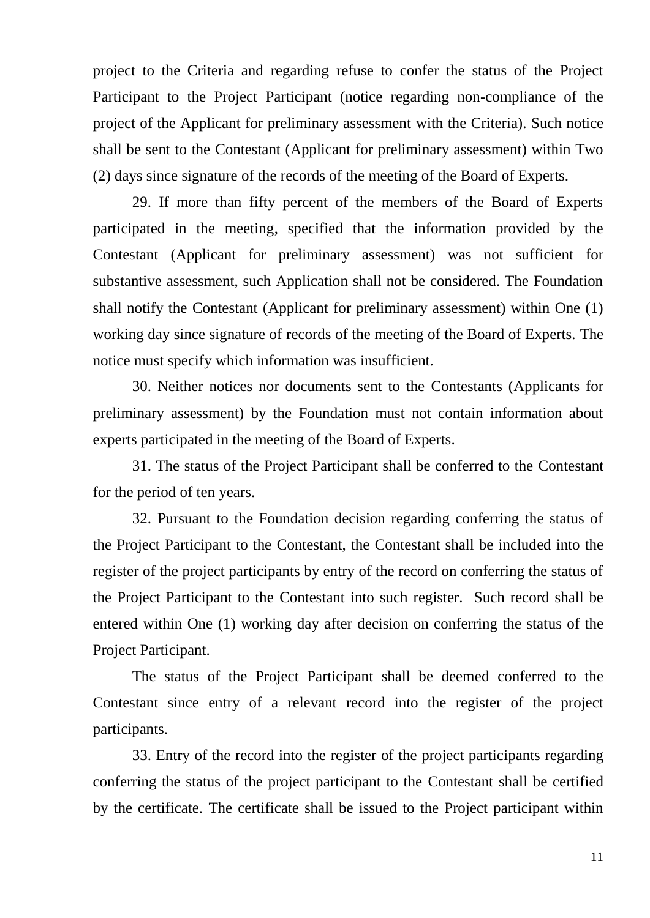project to the Criteria and regarding refuse to confer the status of the Project Participant to the Project Participant (notice regarding non-compliance of the project of the Applicant for preliminary assessment with the Criteria). Such notice shall be sent to the Contestant (Applicant for preliminary assessment) within Two (2) days since signature of the records of the meeting of the Board of Experts.

29. If more than fifty percent of the members of the Board of Experts participated in the meeting, specified that the information provided by the Contestant (Applicant for preliminary assessment) was not sufficient for substantive assessment, such Application shall not be considered. The Foundation shall notify the Contestant (Applicant for preliminary assessment) within One (1) working day since signature of records of the meeting of the Board of Experts. The notice must specify which information was insufficient.

30. Neither notices nor documents sent to the Contestants (Applicants for preliminary assessment) by the Foundation must not contain information about experts participated in the meeting of the Board of Experts.

31. The status of the Project Participant shall be conferred to the Contestant for the period of ten years.

32. Pursuant to the Foundation decision regarding conferring the status of the Project Participant to the Contestant, the Contestant shall be included into the register of the project participants by entry of the record on conferring the status of the Project Participant to the Contestant into such register. Such record shall be entered within One (1) working day after decision on conferring the status of the Project Participant.

The status of the Project Participant shall be deemed conferred to the Contestant since entry of a relevant record into the register of the project participants.

33. Entry of the record into the register of the project participants regarding conferring the status of the project participant to the Contestant shall be certified by the certificate. The certificate shall be issued to the Project participant within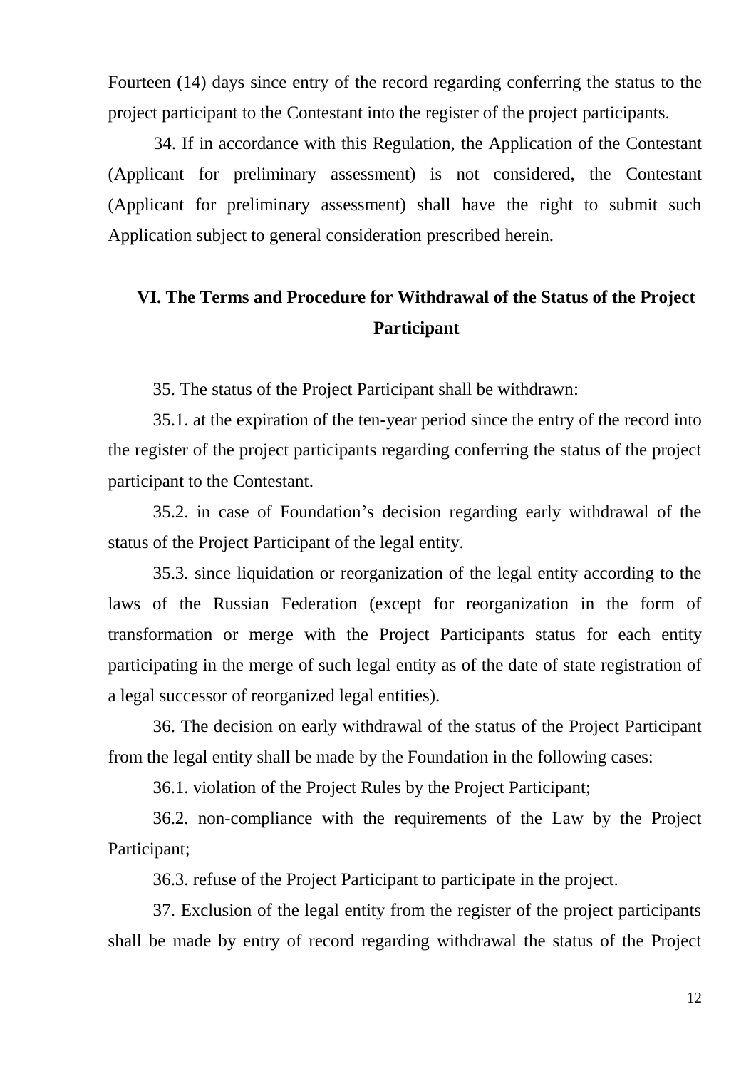Fourteen (14) days since entry of the record regarding conferring the status to the project participant to the Contestant into the register of the project participants.

34. If in accordance with this Regulation, the Application of the Contestant (Applicant for preliminary assessment) is not considered, the Contestant (Applicant for preliminary assessment) shall have the right to submit such Application subject to general consideration prescribed herein.

## VI. The Terms and Procedure for Withdrawal of the Status of the Project Participant

35. The status of the Project Participant shall be withdrawn:

35.1. at the expiration of the ten-year period since the entry of the record into the register of the project participants regarding conferring the status of the project participant to the Contestant.

35.2. in case of Foundation's decision regarding early withdrawal of the status of the Project Participant of the legal entity.

35.3. since liquidation or reorganization of the legal entity according to the laws of the Russian Federation (except for reorganization in the form of transformation or merge with the Project Participants status for each entity participating in the merge of such legal entity as of the date of state registration of a legal successor of reorganized legal entities).

36. The decision on early withdrawal of the status of the Project Participant from the legal entity shall be made by the Foundation in the following cases:

36.1. violation of the Project Rules by the Project Participant;

36.2. non-compliance with the requirements of the Law by the Project Participant;

36.3. refuse of the Project Participant to participate in the project.

37. Exclusion of the legal entity from the register of the project participants shall be made by entry of record regarding withdrawal the status of the Project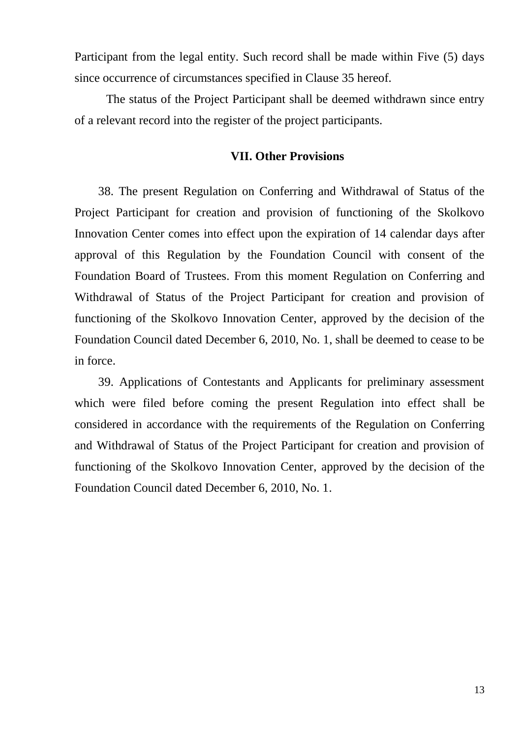Participant from the legal entity. Such record shall be made within Five (5) days since occurrence of circumstances specified in Clause 35 hereof.

The status of the Project Participant shall be deemed withdrawn since entry of a relevant record into the register of the project participants.

## VII. Other Provisions

38. The present Regulation on Conferring and Withdrawal of Status of the Project Participant for creation and provision of functioning of the Skolkovo Innovation Center comes into effect upon the expiration of 14 calendar days after approval of this Regulation by the Foundation Council with consent of the Foundation Board of Trustees. From this moment Regulation on Conferring and Withdrawal of Status of the Project Participant for creation and provision of functioning of the Skolkovo Innovation Center, approved by the decision of the Foundation Council dated December 6, 2010, No. 1, shall be deemed to cease to be in force.

39. Applications of Contestants and Applicants for preliminary assessment which were filed before coming the present Regulation into effect shall be considered in accordance with the requirements of the Regulation on Conferring and Withdrawal of Status of the Project Participant for creation and provision of functioning of the Skolkovo Innovation Center, approved by the decision of the Foundation Council dated December 6, 2010, No. 1.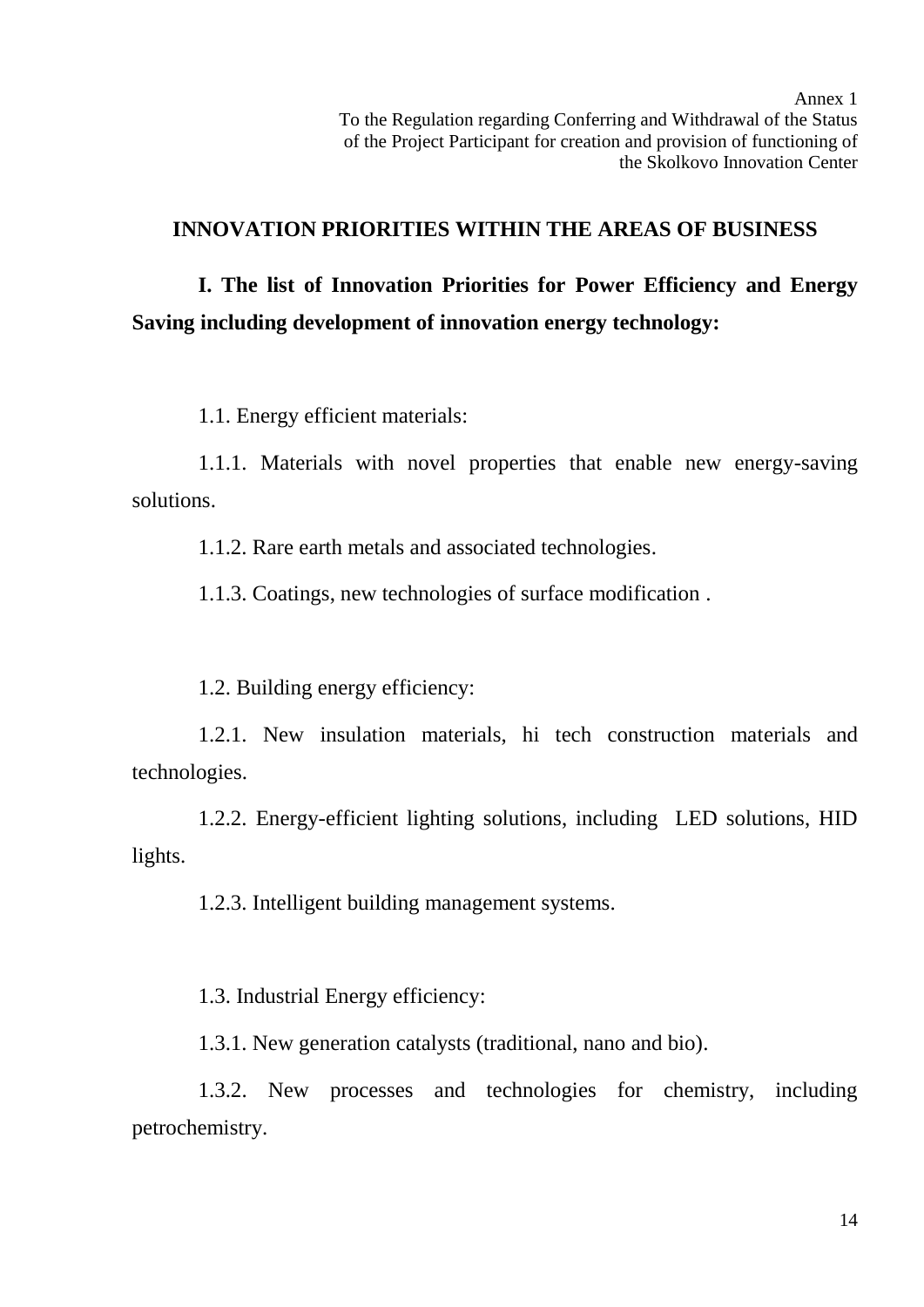Annex 1
To the Regulation regarding Conferring and Withdrawal of the Status of the Project Participant for creation and provision of functioning of the Skolkovo Innovation Center

# INNOVATION PRIORITIES WITHIN THE AREAS OF BUSINESS

## I. The list of Innovation Priorities for Power Efficiency and Energy Saving including development of innovation energy technology:

1.1. Energy efficient materials:

1.1.1. Materials with novel properties that enable new energy-saving solutions.

1.1.2. Rare earth metals and associated technologies.

1.1.3. Coatings, new technologies of surface modification .

1.2. Building energy efficiency:

1.2.1. New insulation materials, hi tech construction materials and technologies.

1.2.2. Energy-efficient lighting solutions, including LED solutions, HID lights.

1.2.3. Intelligent building management systems.

1.3. Industrial Energy efficiency:

1.3.1. New generation catalysts (traditional, nano and bio).

1.3.2. New processes and technologies for chemistry, including petrochemistry.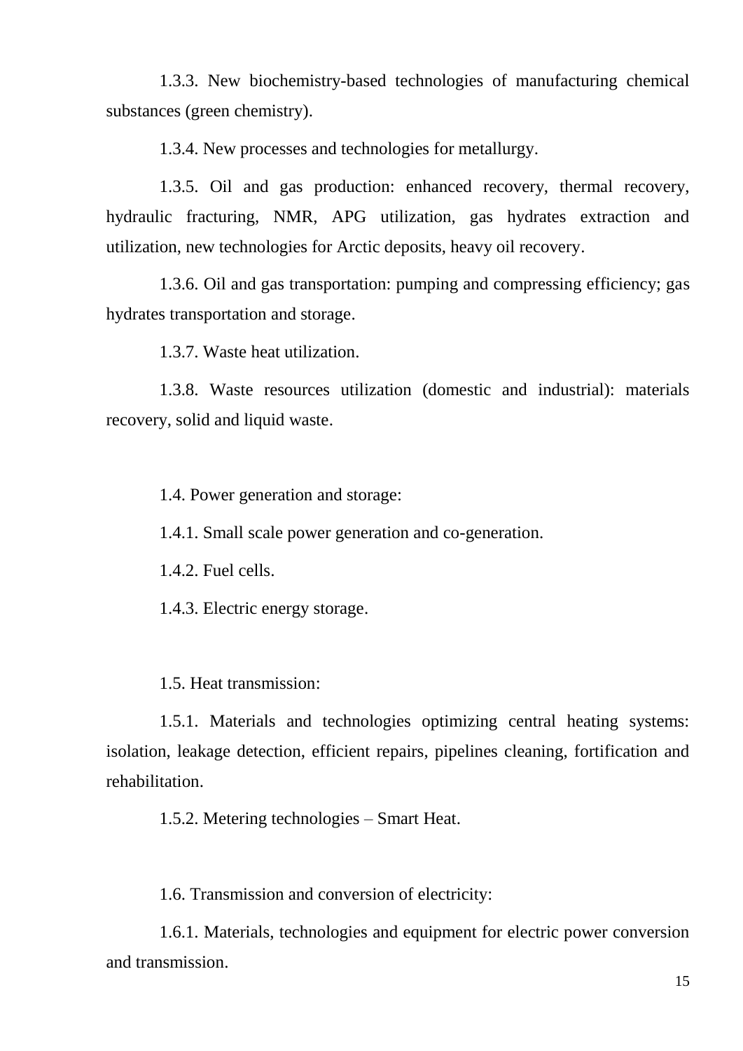1.3.3. New biochemistry-based technologies of manufacturing chemical substances (green chemistry).

1.3.4. New processes and technologies for metallurgy.

1.3.5. Oil and gas production: enhanced recovery, thermal recovery, hydraulic fracturing, NMR, APG utilization, gas hydrates extraction and utilization, new technologies for Arctic deposits, heavy oil recovery.

1.3.6. Oil and gas transportation: pumping and compressing efficiency; gas hydrates transportation and storage.

1.3.7. Waste heat utilization.

1.3.8. Waste resources utilization (domestic and industrial): materials recovery, solid and liquid waste.

1.4. Power generation and storage:

1.4.1. Small scale power generation and co-generation.

1.4.2. Fuel cells.

1.4.3. Electric energy storage.

1.5. Heat transmission:

1.5.1. Materials and technologies optimizing central heating systems: isolation, leakage detection, efficient repairs, pipelines cleaning, fortification and rehabilitation.

1.5.2. Metering technologies – Smart Heat.

1.6. Transmission and conversion of electricity:

1.6.1. Materials, technologies and equipment for electric power conversion and transmission.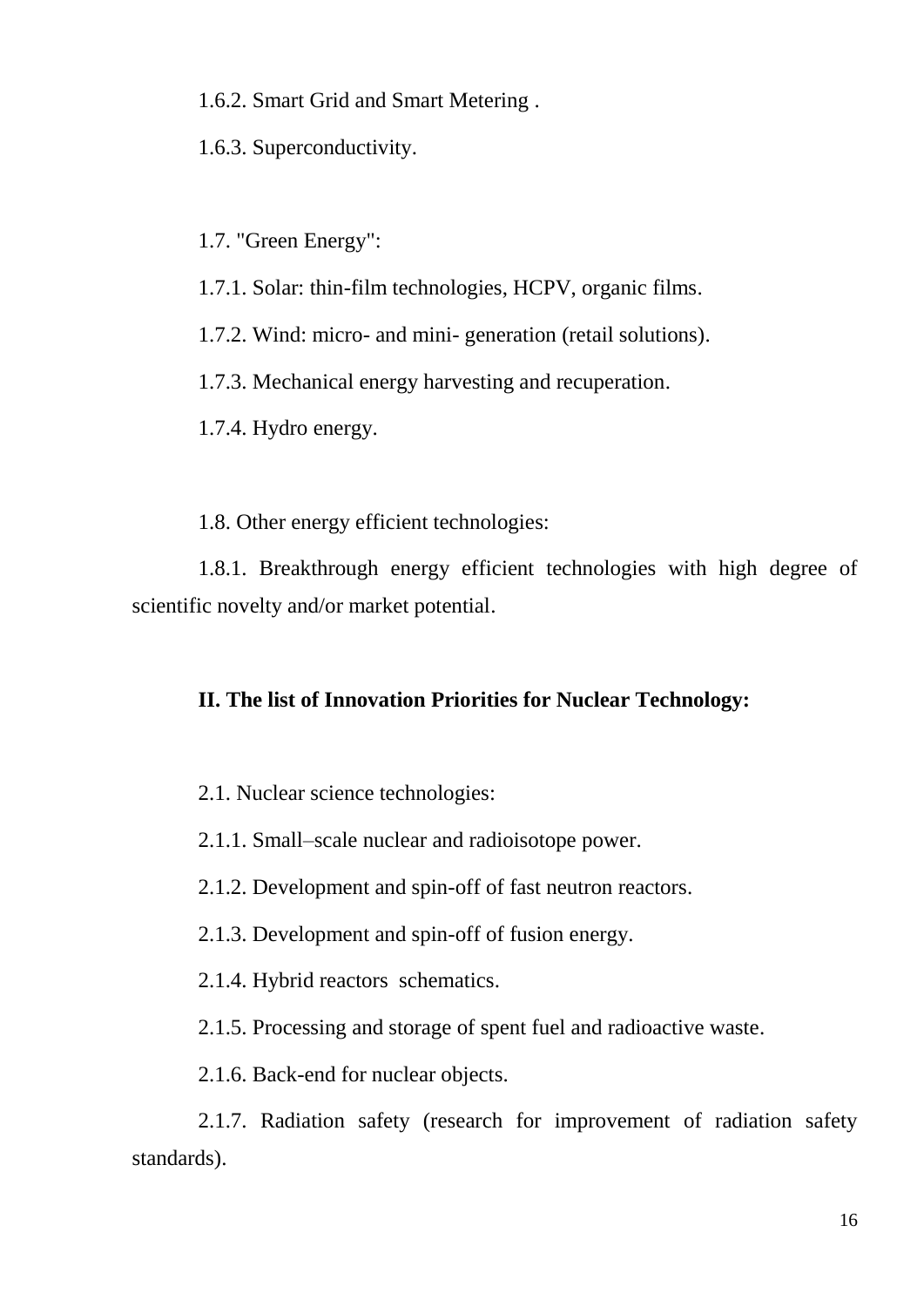1.6.2. Smart Grid and Smart Metering .

1.6.3. Superconductivity.

1.7. "Green Energy":

1.7.1. Solar: thin-film technologies, HCPV, organic films.

1.7.2. Wind: micro- and mini- generation (retail solutions).

1.7.3. Mechanical energy harvesting and recuperation.

1.7.4. Hydro energy.

1.8. Other energy efficient technologies:

1.8.1. Breakthrough energy efficient technologies with high degree of scientific novelty and/or market potential.

**II. The list of Innovation Priorities for Nuclear Technology:**

2.1. Nuclear science technologies:

2.1.1. Small–scale nuclear and radioisotope power.

2.1.2. Development and spin-off of fast neutron reactors.

2.1.3. Development and spin-off of fusion energy.

2.1.4. Hybrid reactors schematics.

2.1.5. Processing and storage of spent fuel and radioactive waste.

2.1.6. Back-end for nuclear objects.

2.1.7. Radiation safety (research for improvement of radiation safety standards).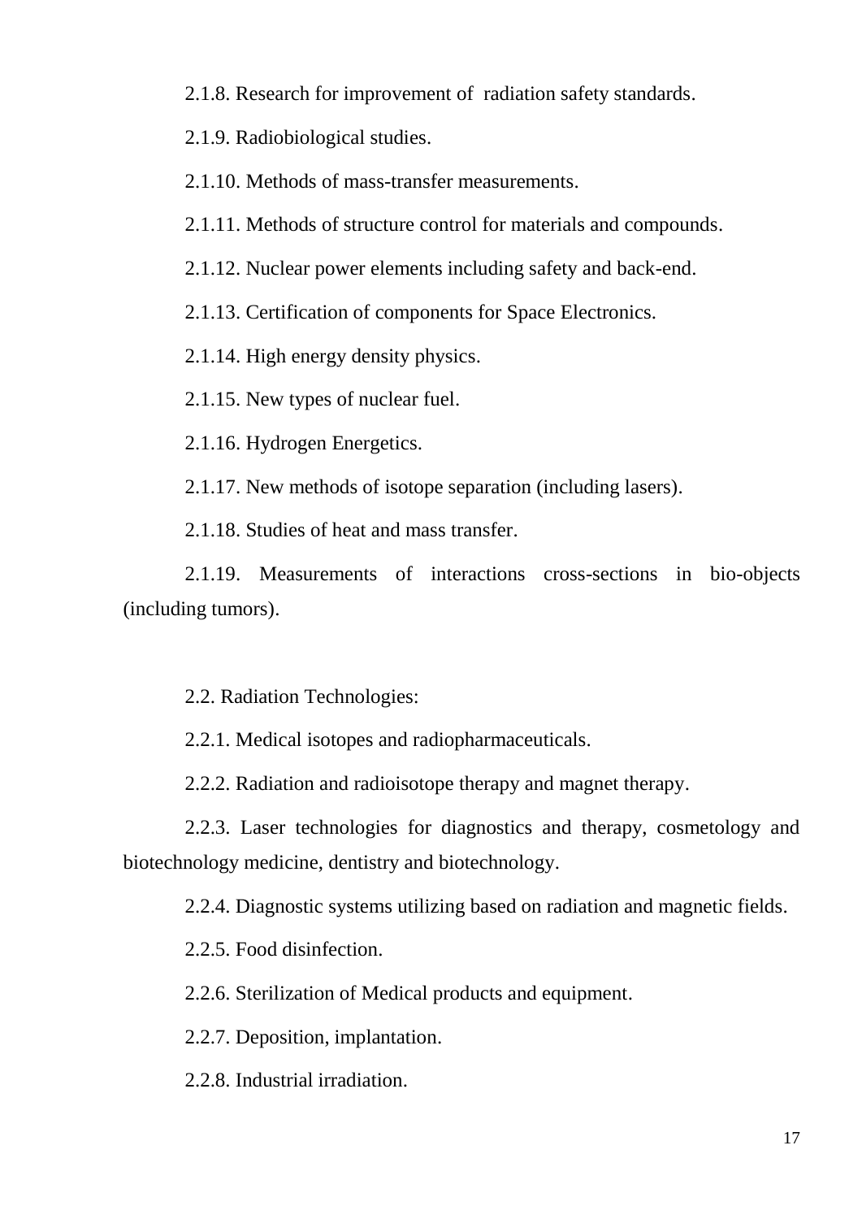2.1.8. Research for improvement of radiation safety standards.

2.1.9. Radiobiological studies.

2.1.10. Methods of mass-transfer measurements.

2.1.11. Methods of structure control for materials and compounds.

2.1.12. Nuclear power elements including safety and back-end.

2.1.13. Certification of components for Space Electronics.

2.1.14. High energy density physics.

2.1.15. New types of nuclear fuel.

2.1.16. Hydrogen Energetics.

2.1.17. New methods of isotope separation (including lasers).

2.1.18. Studies of heat and mass transfer.

2.1.19. Measurements of interactions cross-sections in bio-objects (including tumors).

2.2. Radiation Technologies:

2.2.1. Medical isotopes and radiopharmaceuticals.

2.2.2. Radiation and radioisotope therapy and magnet therapy.

2.2.3. Laser technologies for diagnostics and therapy, cosmetology and biotechnology medicine, dentistry and biotechnology.

2.2.4. Diagnostic systems utilizing based on radiation and magnetic fields.

2.2.5. Food disinfection.

2.2.6. Sterilization of Medical products and equipment.

2.2.7. Deposition, implantation.

2.2.8. Industrial irradiation.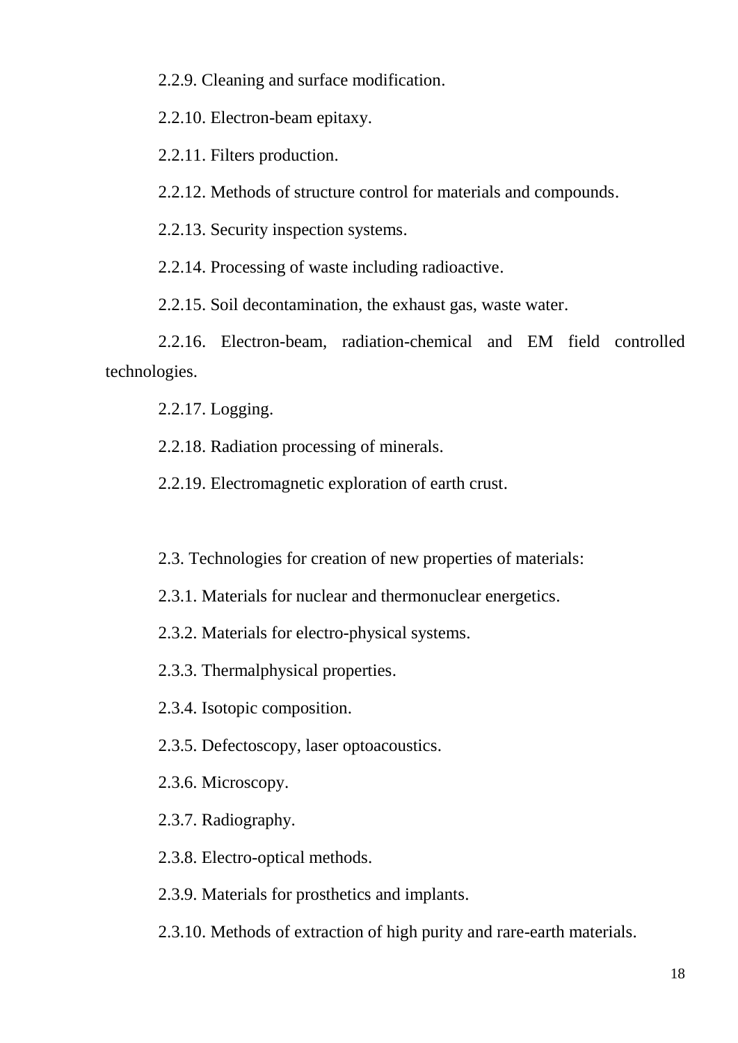2.2.9. Cleaning and surface modification.

2.2.10. Electron-beam epitaxy.

2.2.11. Filters production.

2.2.12. Methods of structure control for materials and compounds.

2.2.13. Security inspection systems.

2.2.14. Processing of waste including radioactive.

2.2.15. Soil decontamination, the exhaust gas, waste water.

2.2.16. Electron-beam, radiation-chemical and EM field controlled technologies.

2.2.17. Logging.

2.2.18. Radiation processing of minerals.

2.2.19. Electromagnetic exploration of earth crust.

2.3. Technologies for creation of new properties of materials:

2.3.1. Materials for nuclear and thermonuclear energetics.

2.3.2. Materials for electro-physical systems.

2.3.3. Thermalphysical properties.

2.3.4. Isotopic composition.

2.3.5. Defectoscopy, laser optoacoustics.

2.3.6. Microscopy.

2.3.7. Radiography.

2.3.8. Electro-optical methods.

2.3.9. Materials for prosthetics and implants.

2.3.10. Methods of extraction of high purity and rare-earth materials.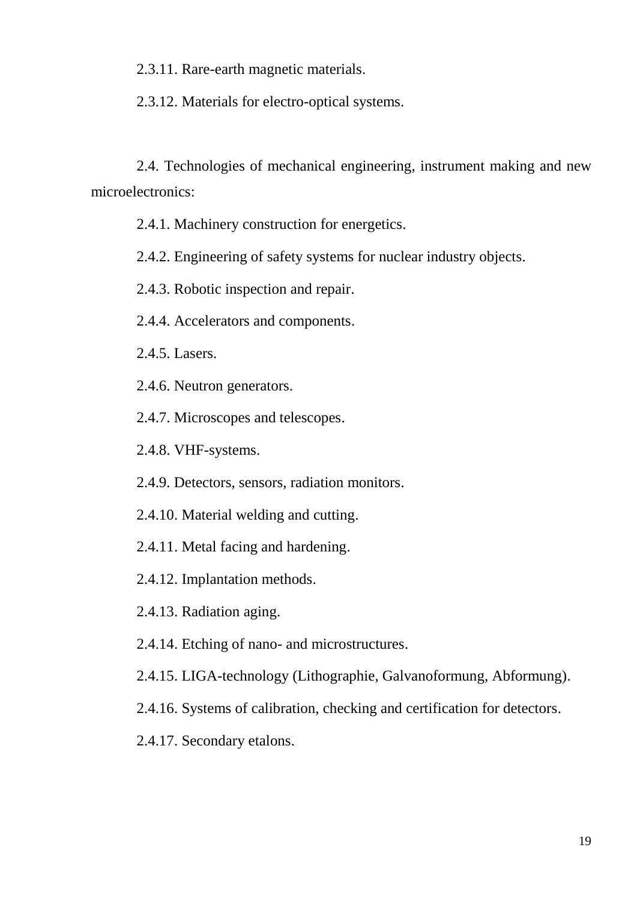2.3.11. Rare-earth magnetic materials.

2.3.12. Materials for electro-optical systems.

2.4. Technologies of mechanical engineering, instrument making and new microelectronics:

2.4.1. Machinery construction for energetics.

2.4.2. Engineering of safety systems for nuclear industry objects.

2.4.3. Robotic inspection and repair.

2.4.4. Accelerators and components.

2.4.5. Lasers.

2.4.6. Neutron generators.

2.4.7. Microscopes and telescopes.

2.4.8. VHF-systems.

2.4.9. Detectors, sensors, radiation monitors.

2.4.10. Material welding and cutting.

2.4.11. Metal facing and hardening.

2.4.12. Implantation methods.

2.4.13. Radiation aging.

2.4.14. Etching of nano- and microstructures.

2.4.15. LIGA-technology (Lithographie, Galvanoformung, Abformung).

2.4.16. Systems of calibration, checking and certification for detectors.

2.4.17. Secondary etalons.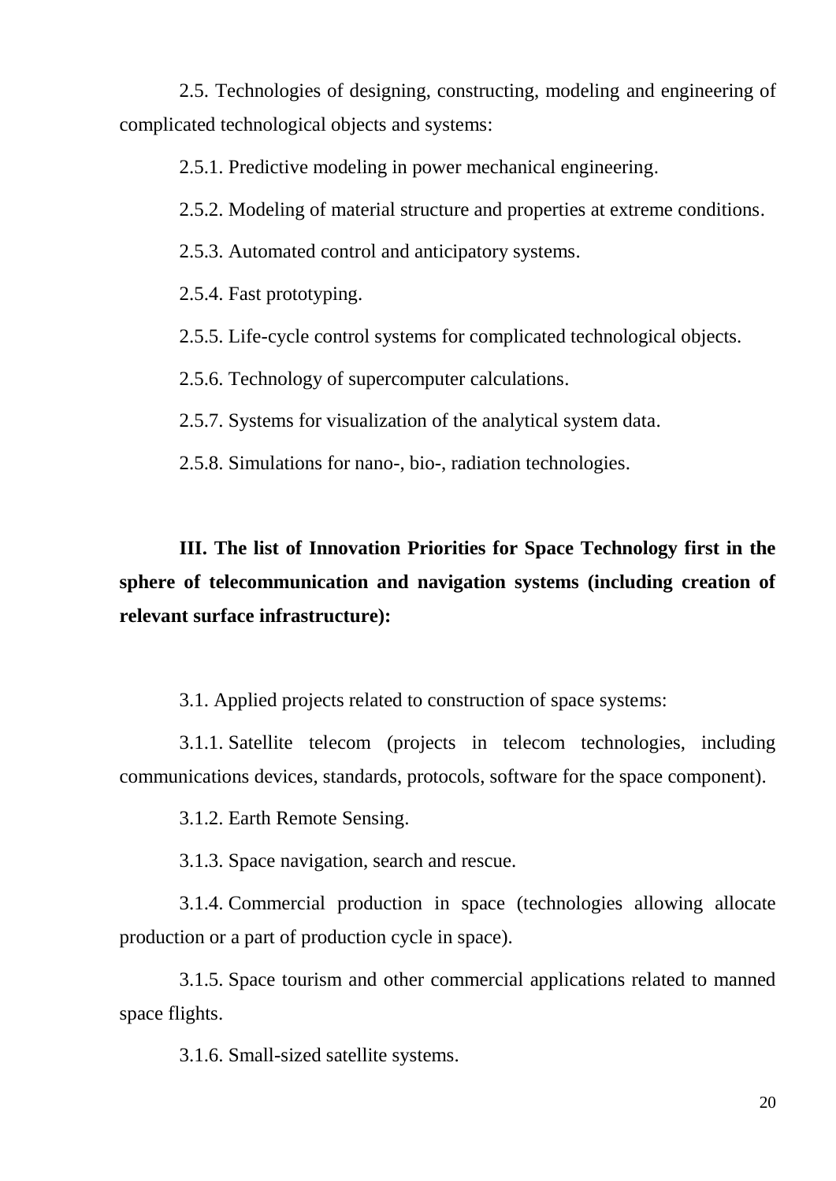2.5. Technologies of designing, constructing, modeling and engineering of complicated technological objects and systems:

2.5.1. Predictive modeling in power mechanical engineering.

2.5.2. Modeling of material structure and properties at extreme conditions.

2.5.3. Automated control and anticipatory systems.

2.5.4. Fast prototyping.

2.5.5. Life-cycle control systems for complicated technological objects.

2.5.6. Technology of supercomputer calculations.

2.5.7. Systems for visualization of the analytical system data.

2.5.8. Simulations for nano-, bio-, radiation technologies.

## III. The list of Innovation Priorities for Space Technology first in the sphere of telecommunication and navigation systems (including creation of relevant surface infrastructure):

3.1. Applied projects related to construction of space systems:

3.1.1. Satellite telecom (projects in telecom technologies, including communications devices, standards, protocols, software for the space component).

3.1.2. Earth Remote Sensing.

3.1.3. Space navigation, search and rescue.

3.1.4. Commercial production in space (technologies allowing allocate production or a part of production cycle in space).

3.1.5. Space tourism and other commercial applications related to manned space flights.

3.1.6. Small-sized satellite systems.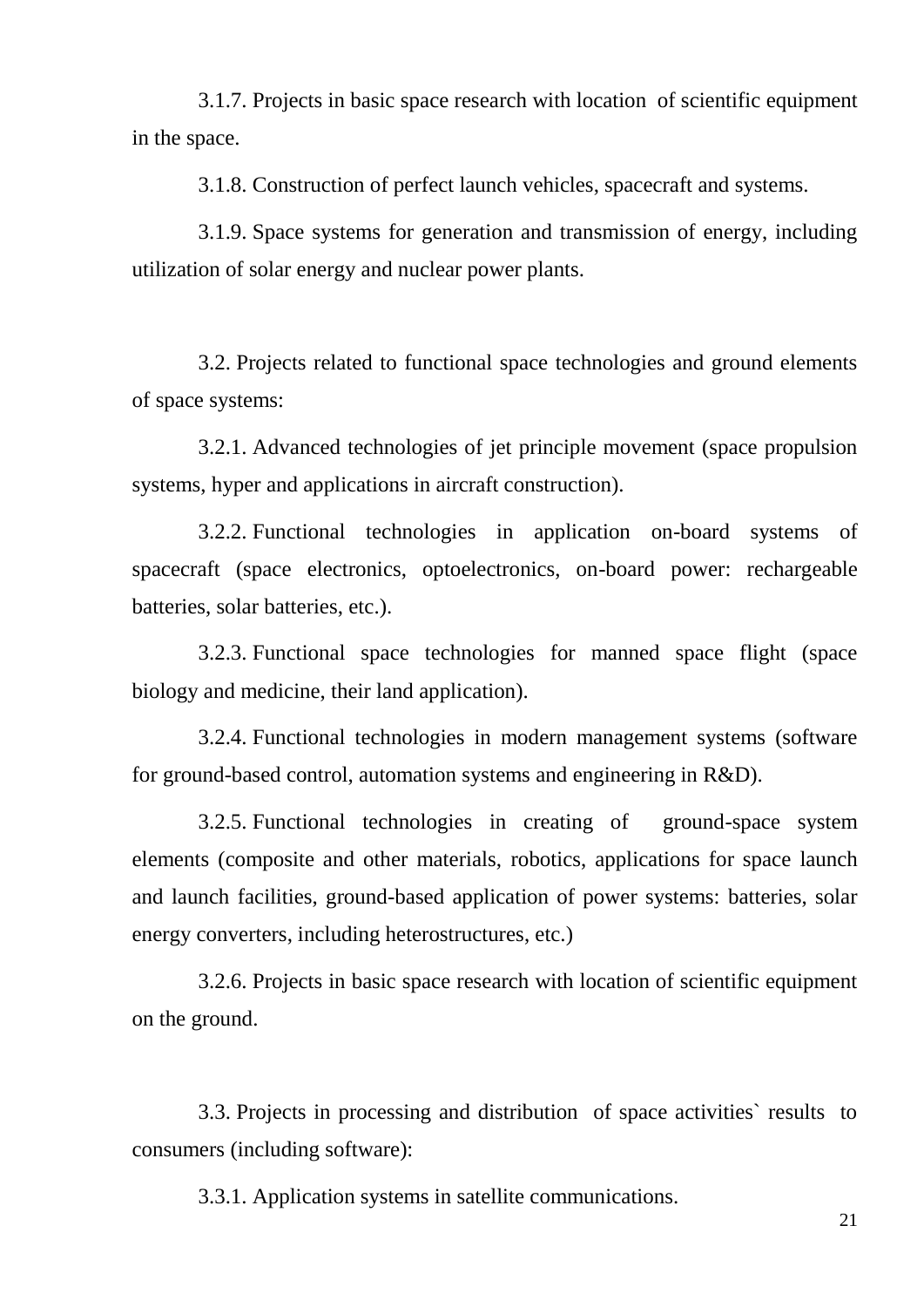3.1.7. Projects in basic space research with location of scientific equipment in the space.

3.1.8. Construction of perfect launch vehicles, spacecraft and systems.

3.1.9. Space systems for generation and transmission of energy, including utilization of solar energy and nuclear power plants.

3.2. Projects related to functional space technologies and ground elements of space systems:

3.2.1. Advanced technologies of jet principle movement (space propulsion systems, hyper and applications in aircraft construction).

3.2.2. Functional technologies in application on-board systems of spacecraft (space electronics, optoelectronics, on-board power: rechargeable batteries, solar batteries, etc.).

3.2.3. Functional space technologies for manned space flight (space biology and medicine, their land application).

3.2.4. Functional technologies in modern management systems (software for ground-based control, automation systems and engineering in R&D).

3.2.5. Functional technologies in creating of ground-space system elements (composite and other materials, robotics, applications for space launch and launch facilities, ground-based application of power systems: batteries, solar energy converters, including heterostructures, etc.)

3.2.6. Projects in basic space research with location of scientific equipment on the ground.

3.3. Projects in processing and distribution of space activities` results to consumers (including software):

3.3.1. Application systems in satellite communications.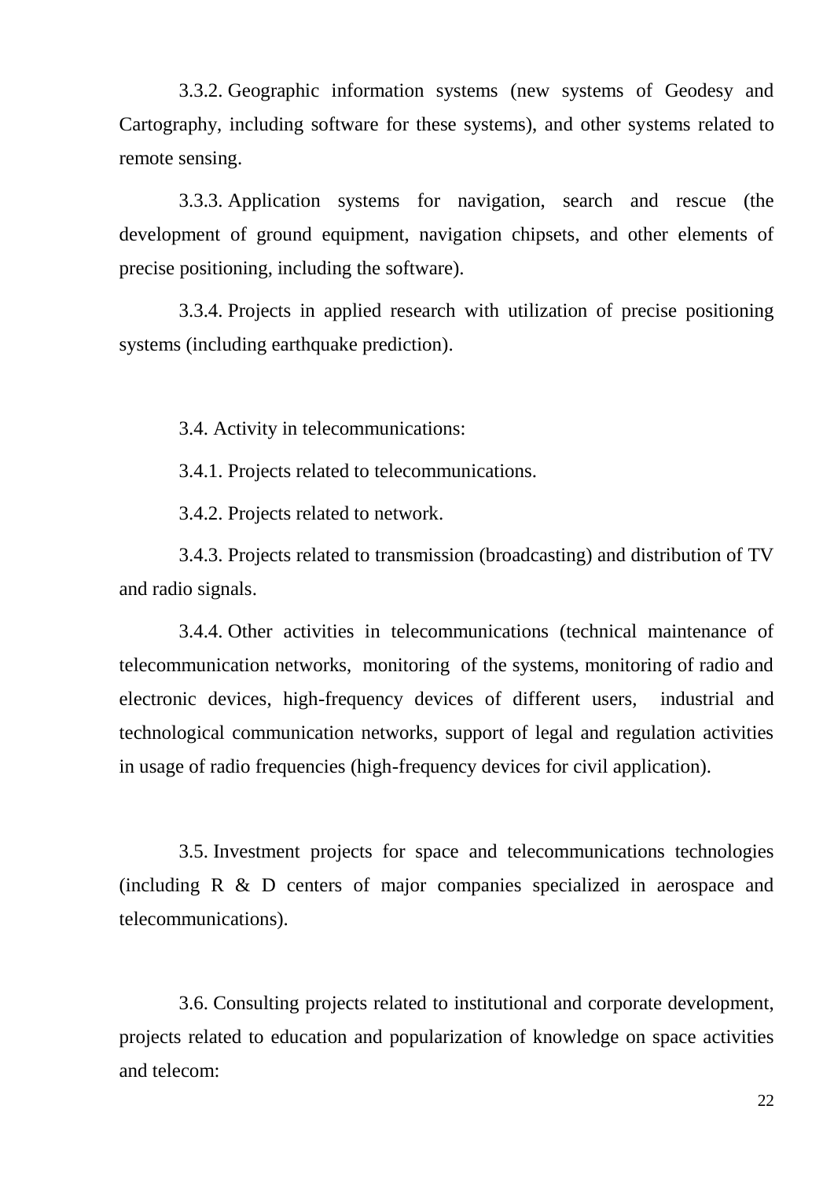3.3.2. Geographic information systems (new systems of Geodesy and Cartography, including software for these systems), and other systems related to remote sensing.

3.3.3. Application systems for navigation, search and rescue (the development of ground equipment, navigation chipsets, and other elements of precise positioning, including the software).

3.3.4. Projects in applied research with utilization of precise positioning systems (including earthquake prediction).

3.4. Activity in telecommunications:

3.4.1. Projects related to telecommunications.

3.4.2. Projects related to network.

3.4.3. Projects related to transmission (broadcasting) and distribution of TV and radio signals.

3.4.4. Other activities in telecommunications (technical maintenance of telecommunication networks, monitoring of the systems, monitoring of radio and electronic devices, high-frequency devices of different users, industrial and technological communication networks, support of legal and regulation activities in usage of radio frequencies (high-frequency devices for civil application).

3.5. Investment projects for space and telecommunications technologies (including R & D centers of major companies specialized in aerospace and telecommunications).

3.6. Consulting projects related to institutional and corporate development, projects related to education and popularization of knowledge on space activities and telecom: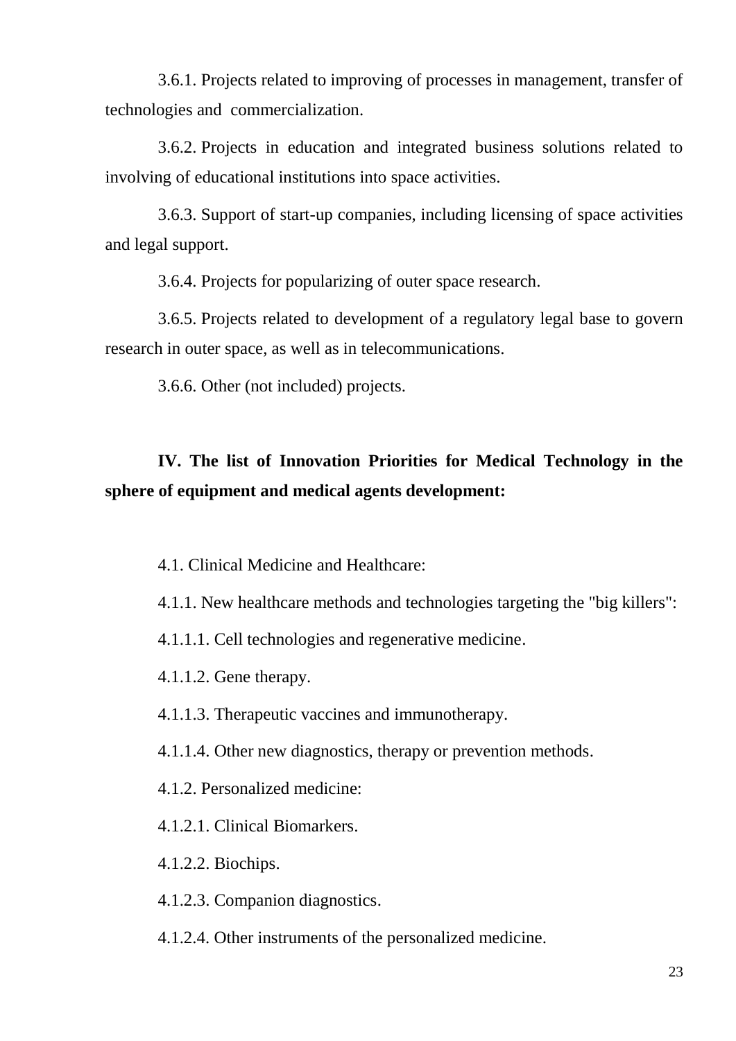3.6.1. Projects related to improving of processes in management, transfer of technologies and commercialization.

3.6.2. Projects in education and integrated business solutions related to involving of educational institutions into space activities.

3.6.3. Support of start-up companies, including licensing of space activities and legal support.

3.6.4. Projects for popularizing of outer space research.

3.6.5. Projects related to development of a regulatory legal base to govern research in outer space, as well as in telecommunications.

3.6.6. Other (not included) projects.

## IV. The list of Innovation Priorities for Medical Technology in the sphere of equipment and medical agents development:

4.1. Clinical Medicine and Healthcare:

4.1.1. New healthcare methods and technologies targeting the "big killers":

4.1.1.1. Cell technologies and regenerative medicine.

4.1.1.2. Gene therapy.

4.1.1.3. Therapeutic vaccines and immunotherapy.

4.1.1.4. Other new diagnostics, therapy or prevention methods.

4.1.2. Personalized medicine:

4.1.2.1. Clinical Biomarkers.

4.1.2.2. Biochips.

4.1.2.3. Companion diagnostics.

4.1.2.4. Other instruments of the personalized medicine.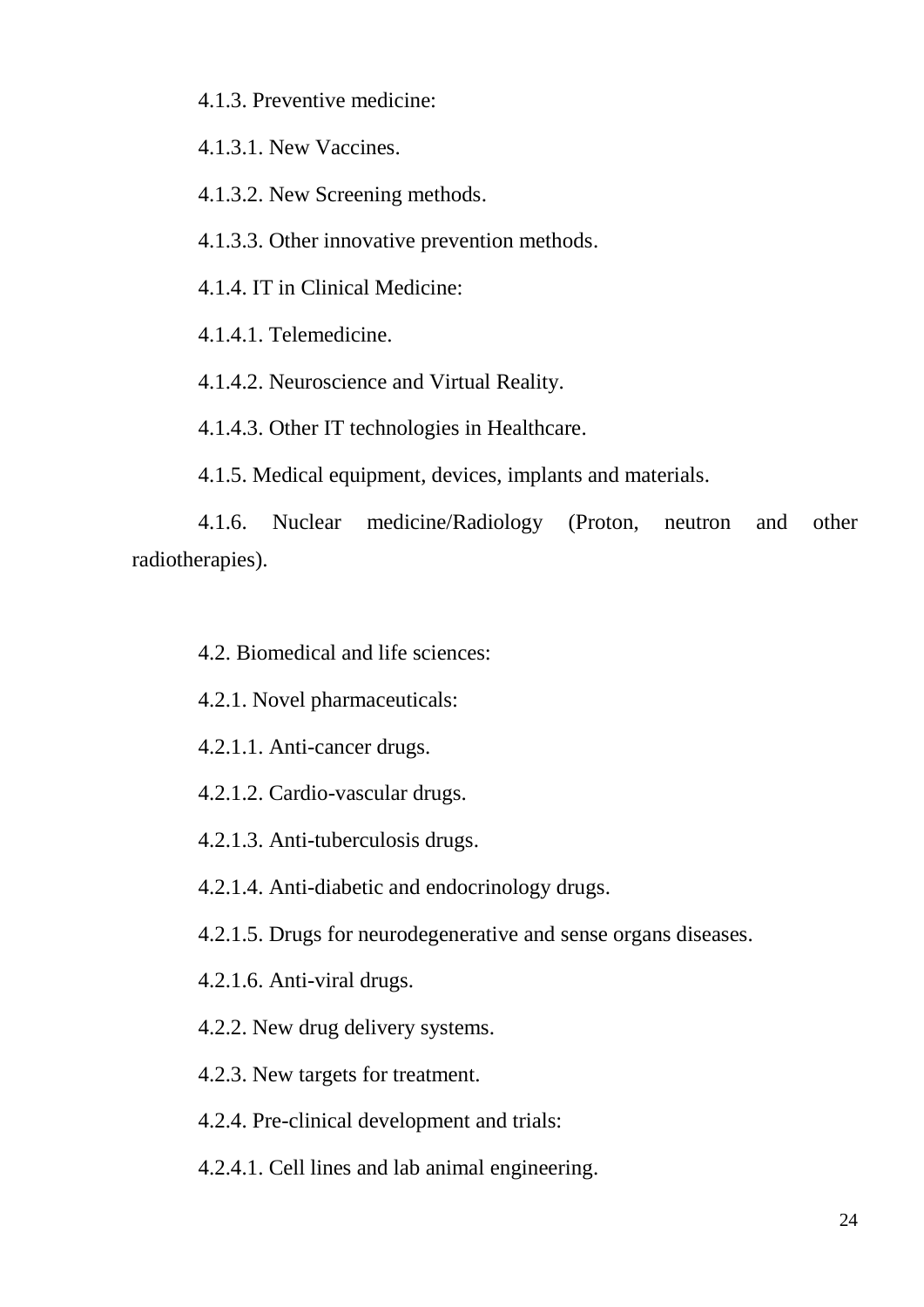4.1.3. Preventive medicine:

4.1.3.1. New Vaccines.

4.1.3.2. New Screening methods.

4.1.3.3. Other innovative prevention methods.

4.1.4. IT in Clinical Medicine:

4.1.4.1. Telemedicine.

4.1.4.2. Neuroscience and Virtual Reality.

4.1.4.3. Other IT technologies in Healthcare.

4.1.5. Medical equipment, devices, implants and materials.

4.1.6. Nuclear medicine/Radiology (Proton, neutron and other radiotherapies).

4.2. Biomedical and life sciences:

4.2.1. Novel pharmaceuticals:

4.2.1.1. Anti-cancer drugs.

4.2.1.2. Cardio-vascular drugs.

4.2.1.3. Anti-tuberculosis drugs.

4.2.1.4. Anti-diabetic and endocrinology drugs.

4.2.1.5. Drugs for neurodegenerative and sense organs diseases.

4.2.1.6. Anti-viral drugs.

4.2.2. New drug delivery systems.

4.2.3. New targets for treatment.

4.2.4. Pre-clinical development and trials:

4.2.4.1. Cell lines and lab animal engineering.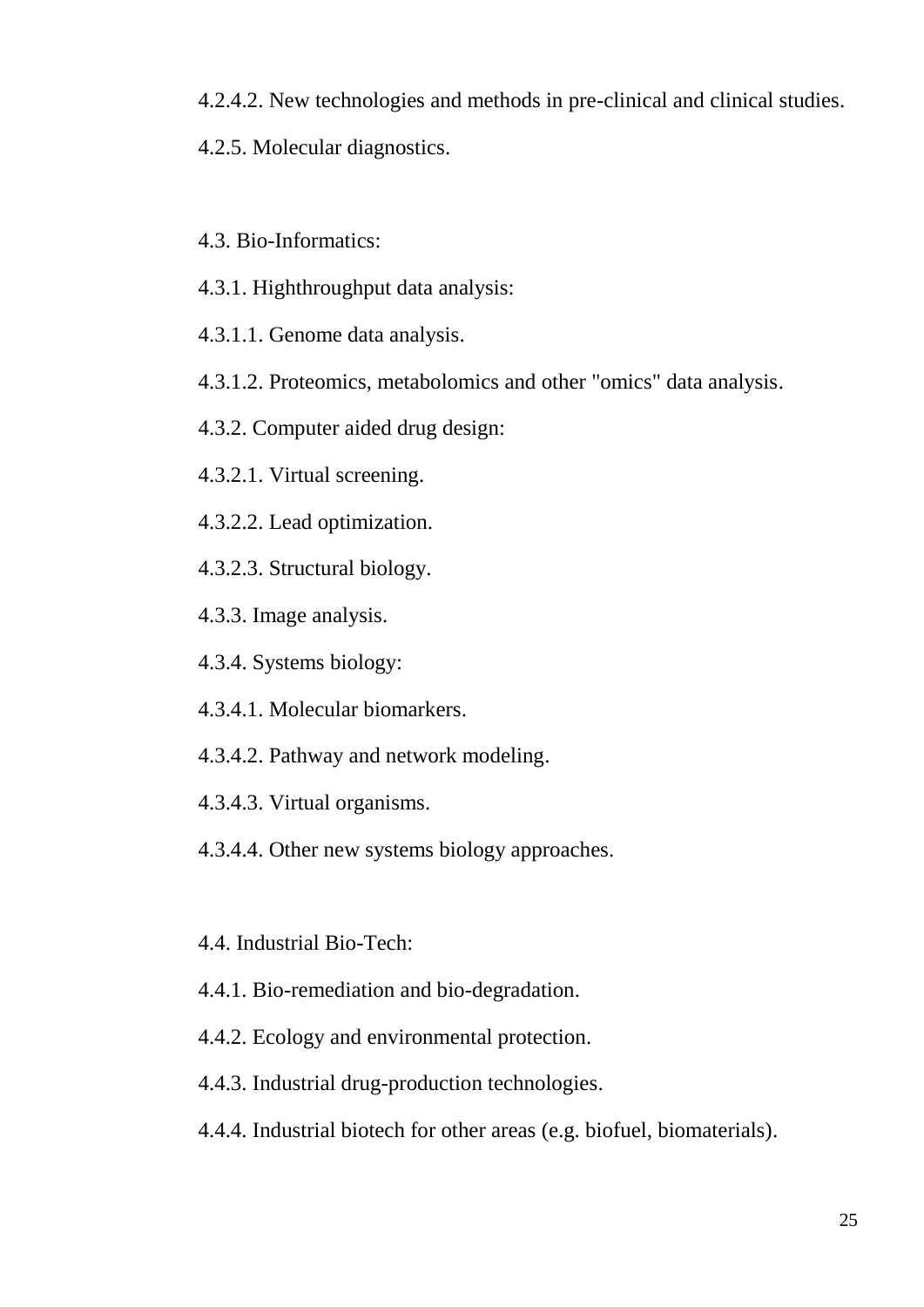4.2.4.2. New technologies and methods in pre-clinical and clinical studies.

4.2.5. Molecular diagnostics.

4.3. Bio-Informatics:

4.3.1. Highthroughput data analysis:

4.3.1.1. Genome data analysis.

4.3.1.2. Proteomics, metabolomics and other "omics" data analysis.

4.3.2. Computer aided drug design:

4.3.2.1. Virtual screening.

4.3.2.2. Lead optimization.

4.3.2.3. Structural biology.

4.3.3. Image analysis.

4.3.4. Systems biology:

4.3.4.1. Molecular biomarkers.

4.3.4.2. Pathway and network modeling.

4.3.4.3. Virtual organisms.

4.3.4.4. Other new systems biology approaches.

4.4. Industrial Bio-Tech:

4.4.1. Bio-remediation and bio-degradation.

4.4.2. Ecology and environmental protection.

4.4.3. Industrial drug-production technologies.

4.4.4. Industrial biotech for other areas (e.g. biofuel, biomaterials).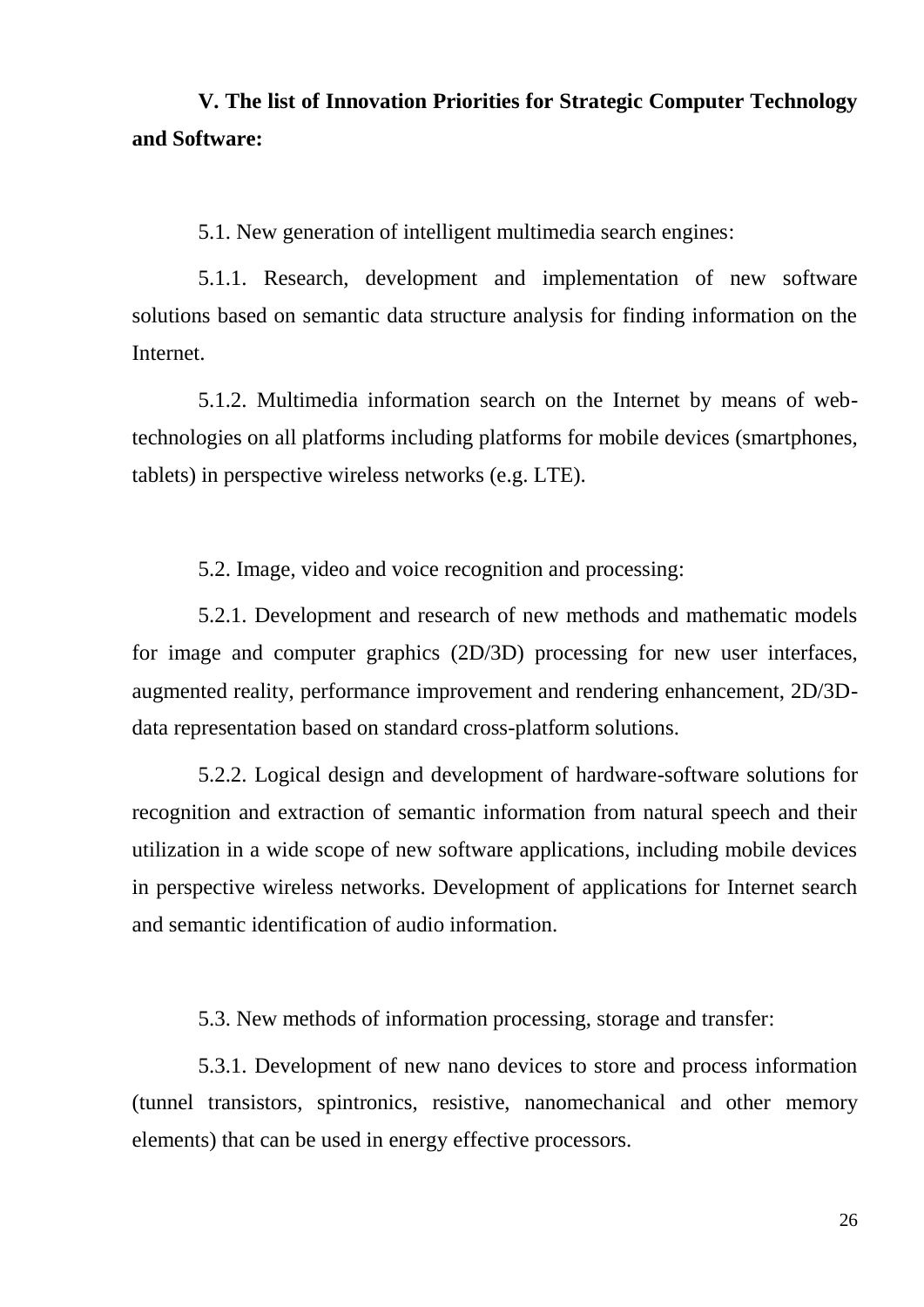**V. The list of Innovation Priorities for Strategic Computer Technology and Software:**

5.1. New generation of intelligent multimedia search engines:

5.1.1. Research, development and implementation of new software solutions based on semantic data structure analysis for finding information on the Internet.

5.1.2. Multimedia information search on the Internet by means of web-technologies on all platforms including platforms for mobile devices (smartphones, tablets) in perspective wireless networks (e.g. LTE).

5.2. Image, video and voice recognition and processing:

5.2.1. Development and research of new methods and mathematic models for image and computer graphics (2D/3D) processing for new user interfaces, augmented reality, performance improvement and rendering enhancement, 2D/3D-data representation based on standard cross-platform solutions.

5.2.2. Logical design and development of hardware-software solutions for recognition and extraction of semantic information from natural speech and their utilization in a wide scope of new software applications, including mobile devices in perspective wireless networks. Development of applications for Internet search and semantic identification of audio information.

5.3. New methods of information processing, storage and transfer:

5.3.1. Development of new nano devices to store and process information (tunnel transistors, spintronics, resistive, nanomechanical and other memory elements) that can be used in energy effective processors.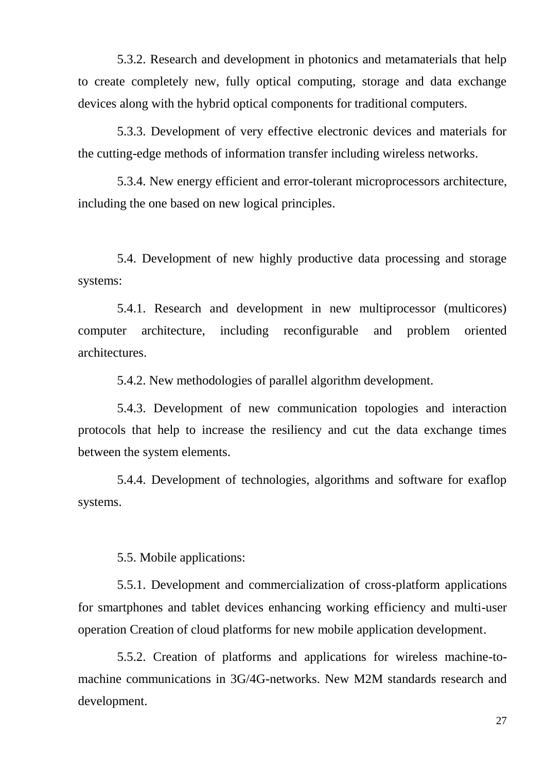5.3.2. Research and development in photonics and metamaterials that help to create completely new, fully optical computing, storage and data exchange devices along with the hybrid optical components for traditional computers.

5.3.3. Development of very effective electronic devices and materials for the cutting-edge methods of information transfer including wireless networks.

5.3.4. New energy efficient and error-tolerant microprocessors architecture, including the one based on new logical principles.

5.4. Development of new highly productive data processing and storage systems:

5.4.1. Research and development in new multiprocessor (multicores) computer architecture, including reconfigurable and problem oriented architectures.

5.4.2. New methodologies of parallel algorithm development.

5.4.3. Development of new communication topologies and interaction protocols that help to increase the resiliency and cut the data exchange times between the system elements.

5.4.4. Development of technologies, algorithms and software for exaflop systems.

5.5. Mobile applications:

5.5.1. Development and commercialization of cross-platform applications for smartphones and tablet devices enhancing working efficiency and multi-user operation Creation of cloud platforms for new mobile application development.

5.5.2. Creation of platforms and applications for wireless machine-to-machine communications in 3G/4G-networks. New M2M standards research and development.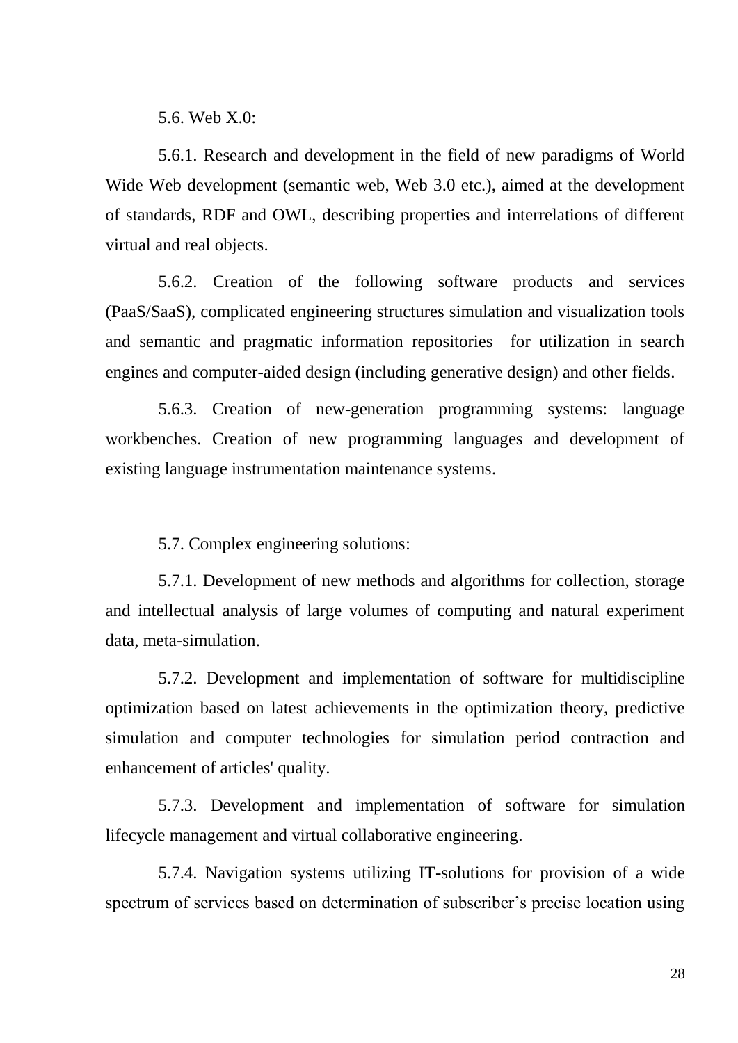5.6. Web X.0:

5.6.1. Research and development in the field of new paradigms of World Wide Web development (semantic web, Web 3.0 etc.), aimed at the development of standards, RDF and OWL, describing properties and interrelations of different virtual and real objects.

5.6.2. Creation of the following software products and services (PaaS/SaaS), complicated engineering structures simulation and visualization tools and semantic and pragmatic information repositories for utilization in search engines and computer-aided design (including generative design) and other fields.

5.6.3. Creation of new-generation programming systems: language workbenches. Creation of new programming languages and development of existing language instrumentation maintenance systems.

5.7. Complex engineering solutions:

5.7.1. Development of new methods and algorithms for collection, storage and intellectual analysis of large volumes of computing and natural experiment data, meta-simulation.

5.7.2. Development and implementation of software for multidiscipline optimization based on latest achievements in the optimization theory, predictive simulation and computer technologies for simulation period contraction and enhancement of articles' quality.

5.7.3. Development and implementation of software for simulation lifecycle management and virtual collaborative engineering.

5.7.4. Navigation systems utilizing IT-solutions for provision of a wide spectrum of services based on determination of subscriber's precise location using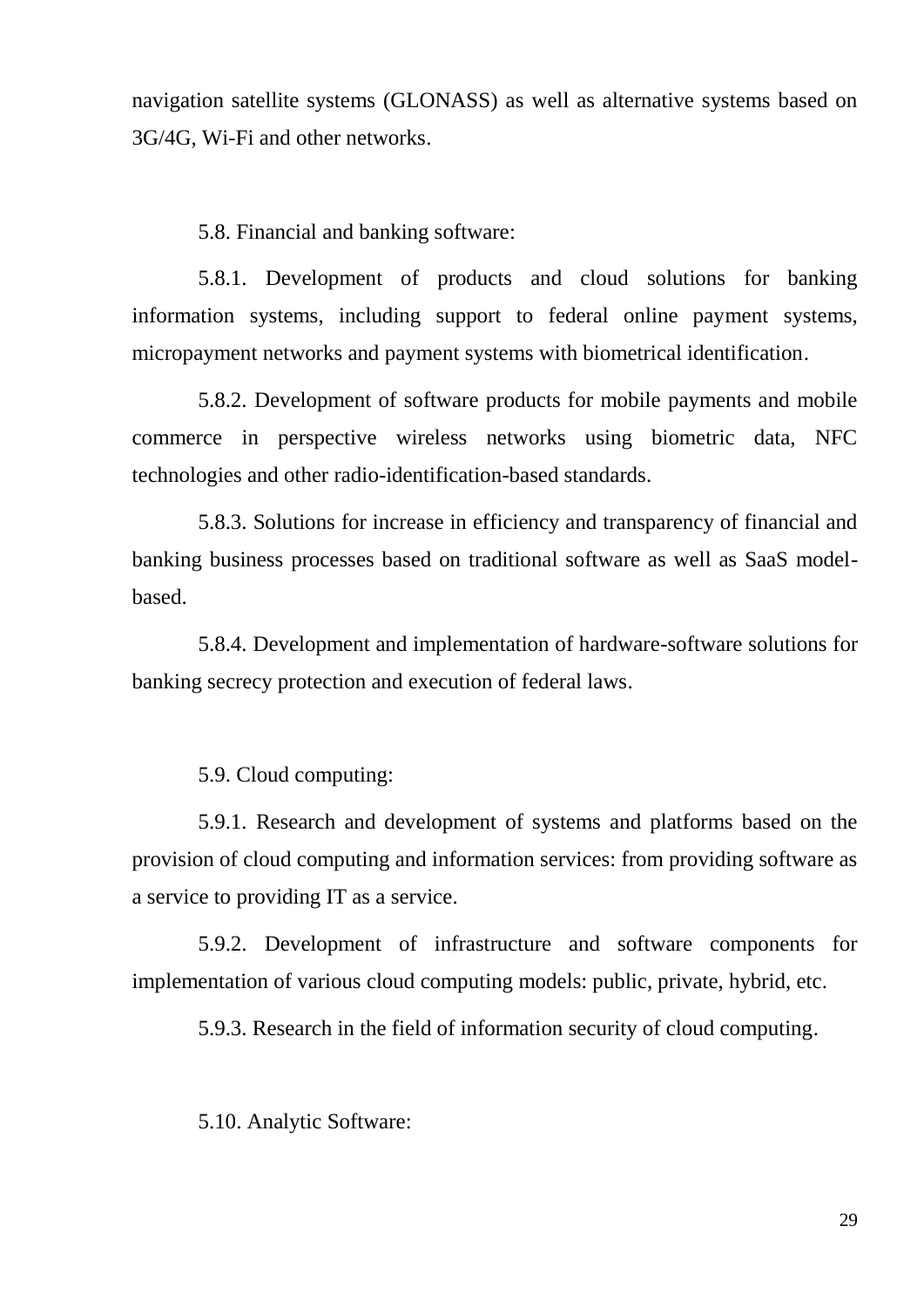navigation satellite systems (GLONASS) as well as alternative systems based on 3G/4G, Wi-Fi and other networks.

5.8. Financial and banking software:

5.8.1. Development of products and cloud solutions for banking information systems, including support to federal online payment systems, micropayment networks and payment systems with biometrical identification.

5.8.2. Development of software products for mobile payments and mobile commerce in perspective wireless networks using biometric data, NFC technologies and other radio-identification-based standards.

5.8.3. Solutions for increase in efficiency and transparency of financial and banking business processes based on traditional software as well as SaaS model-based.

5.8.4. Development and implementation of hardware-software solutions for banking secrecy protection and execution of federal laws.

5.9. Cloud computing:

5.9.1. Research and development of systems and platforms based on the provision of cloud computing and information services: from providing software as a service to providing IT as a service.

5.9.2. Development of infrastructure and software components for implementation of various cloud computing models: public, private, hybrid, etc.

5.9.3. Research in the field of information security of cloud computing.

5.10. Analytic Software: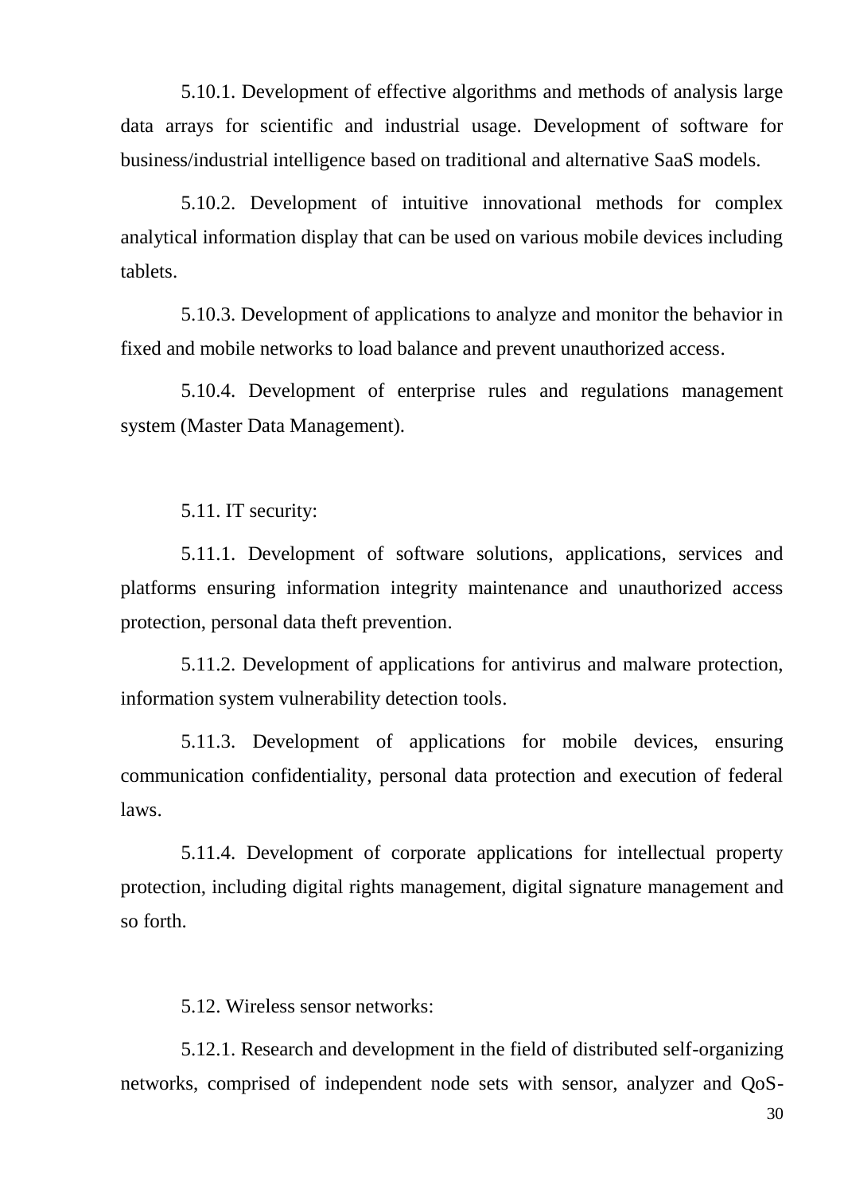5.10.1. Development of effective algorithms and methods of analysis large data arrays for scientific and industrial usage. Development of software for business/industrial intelligence based on traditional and alternative SaaS models.

5.10.2. Development of intuitive innovational methods for complex analytical information display that can be used on various mobile devices including tablets.

5.10.3. Development of applications to analyze and monitor the behavior in fixed and mobile networks to load balance and prevent unauthorized access.

5.10.4. Development of enterprise rules and regulations management system (Master Data Management).

5.11. IT security:

5.11.1. Development of software solutions, applications, services and platforms ensuring information integrity maintenance and unauthorized access protection, personal data theft prevention.

5.11.2. Development of applications for antivirus and malware protection, information system vulnerability detection tools.

5.11.3. Development of applications for mobile devices, ensuring communication confidentiality, personal data protection and execution of federal laws.

5.11.4. Development of corporate applications for intellectual property protection, including digital rights management, digital signature management and so forth.

5.12. Wireless sensor networks:

5.12.1. Research and development in the field of distributed self-organizing networks, comprised of independent node sets with sensor, analyzer and QoS-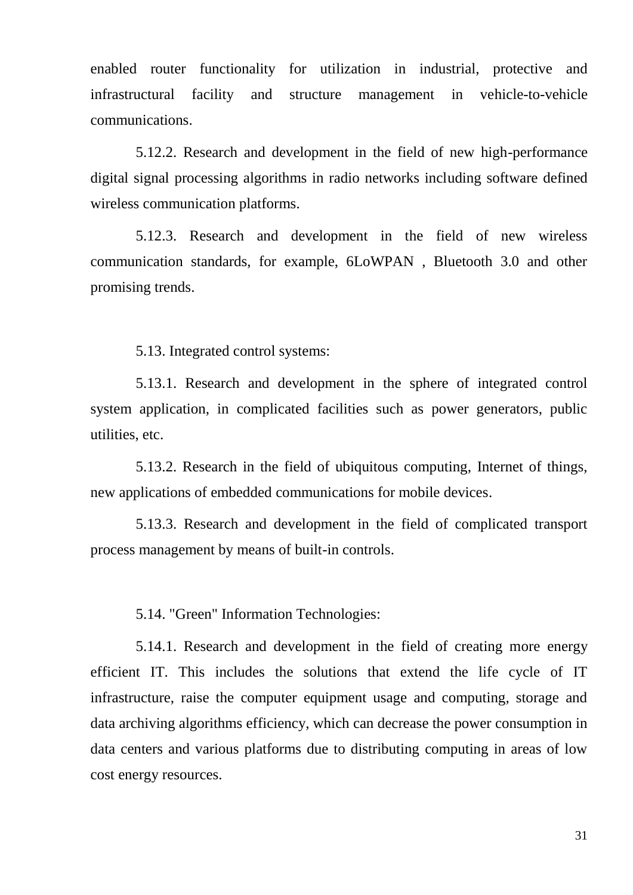enabled router functionality for utilization in industrial, protective and infrastructural facility and structure management in vehicle-to-vehicle communications.

5.12.2. Research and development in the field of new high-performance digital signal processing algorithms in radio networks including software defined wireless communication platforms.

5.12.3. Research and development in the field of new wireless communication standards, for example, 6LoWPAN , Bluetooth 3.0 and other promising trends.

5.13. Integrated control systems:

5.13.1. Research and development in the sphere of integrated control system application, in complicated facilities such as power generators, public utilities, etc.

5.13.2. Research in the field of ubiquitous computing, Internet of things, new applications of embedded communications for mobile devices.

5.13.3. Research and development in the field of complicated transport process management by means of built-in controls.

5.14. "Green" Information Technologies:

5.14.1. Research and development in the field of creating more energy efficient IT. This includes the solutions that extend the life cycle of IT infrastructure, raise the computer equipment usage and computing, storage and data archiving algorithms efficiency, which can decrease the power consumption in data centers and various platforms due to distributing computing in areas of low cost energy resources.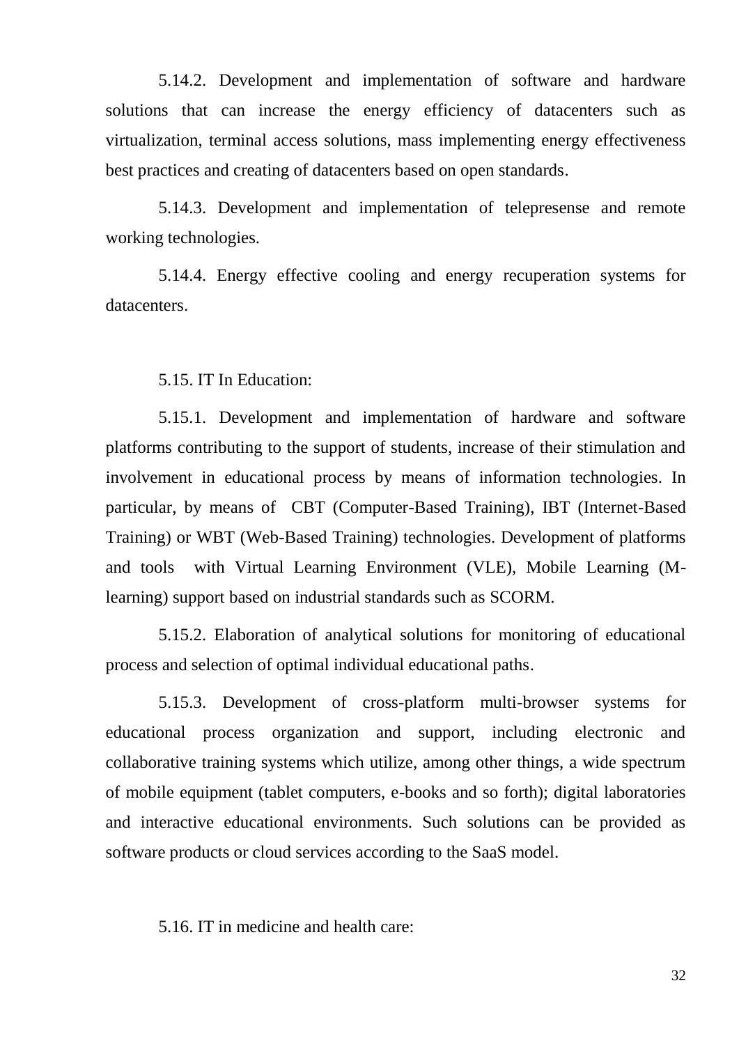5.14.2. Development and implementation of software and hardware solutions that can increase the energy efficiency of datacenters such as virtualization, terminal access solutions, mass implementing energy effectiveness best practices and creating of datacenters based on open standards.

5.14.3. Development and implementation of telepresense and remote working technologies.

5.14.4. Energy effective cooling and energy recuperation systems for datacenters.

5.15. IT In Education:

5.15.1. Development and implementation of hardware and software platforms contributing to the support of students, increase of their stimulation and involvement in educational process by means of information technologies. In particular, by means of CBT (Computer-Based Training), IBT (Internet-Based Training) or WBT (Web-Based Training) technologies. Development of platforms and tools with Virtual Learning Environment (VLE), Mobile Learning (M-learning) support based on industrial standards such as SCORM.

5.15.2. Elaboration of analytical solutions for monitoring of educational process and selection of optimal individual educational paths.

5.15.3. Development of cross-platform multi-browser systems for educational process organization and support, including electronic and collaborative training systems which utilize, among other things, a wide spectrum of mobile equipment (tablet computers, e-books and so forth); digital laboratories and interactive educational environments. Such solutions can be provided as software products or cloud services according to the SaaS model.

5.16. IT in medicine and health care: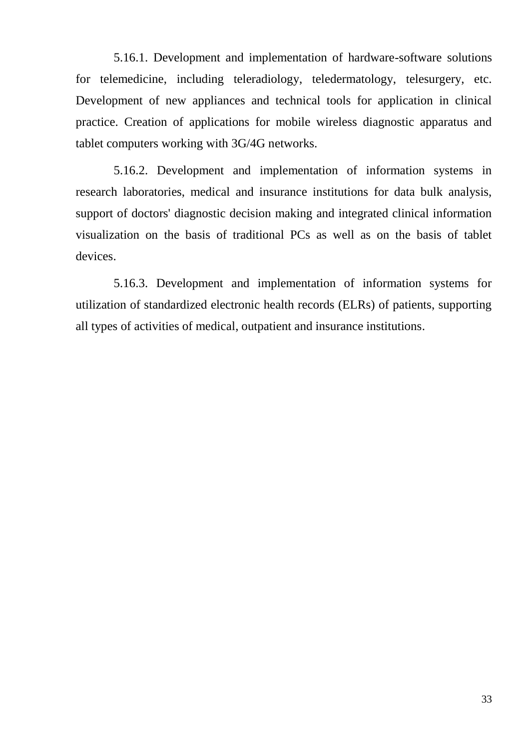5.16.1. Development and implementation of hardware-software solutions for telemedicine, including teleradiology, teledermatology, telesurgery, etc. Development of new appliances and technical tools for application in clinical practice. Creation of applications for mobile wireless diagnostic apparatus and tablet computers working with 3G/4G networks.

5.16.2. Development and implementation of information systems in research laboratories, medical and insurance institutions for data bulk analysis, support of doctors' diagnostic decision making and integrated clinical information visualization on the basis of traditional PCs as well as on the basis of tablet devices.

5.16.3. Development and implementation of information systems for utilization of standardized electronic health records (ELRs) of patients, supporting all types of activities of medical, outpatient and insurance institutions.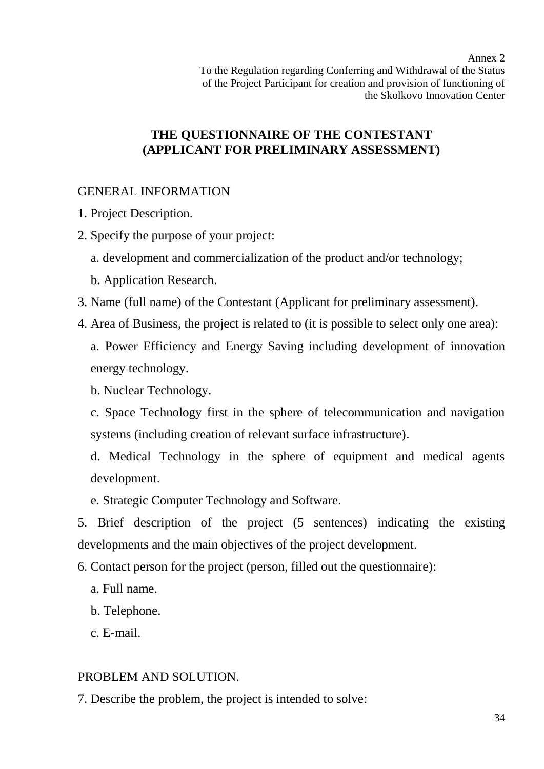Annex 2
To the Regulation regarding Conferring and Withdrawal of the Status of the Project Participant for creation and provision of functioning of the Skolkovo Innovation Center

# THE QUESTIONNAIRE OF THE CONTESTANT (APPLICANT FOR PRELIMINARY ASSESSMENT)

GENERAL INFORMATION

1. Project Description.
2. Specify the purpose of your project:
   a. development and commercialization of the product and/or technology;
   b. Application Research.
3. Name (full name) of the Contestant (Applicant for preliminary assessment).
4. Area of Business, the project is related to (it is possible to select only one area):
   a. Power Efficiency and Energy Saving including development of innovation energy technology.
   b. Nuclear Technology.
   c. Space Technology first in the sphere of telecommunication and navigation systems (including creation of relevant surface infrastructure).
   d. Medical Technology in the sphere of equipment and medical agents development.
   e. Strategic Computer Technology and Software.
5. Brief description of the project (5 sentences) indicating the existing developments and the main objectives of the project development.
6. Contact person for the project (person, filled out the questionnaire):
   a. Full name.
   b. Telephone.
   c. E-mail.

PROBLEM AND SOLUTION.

7. Describe the problem, the project is intended to solve: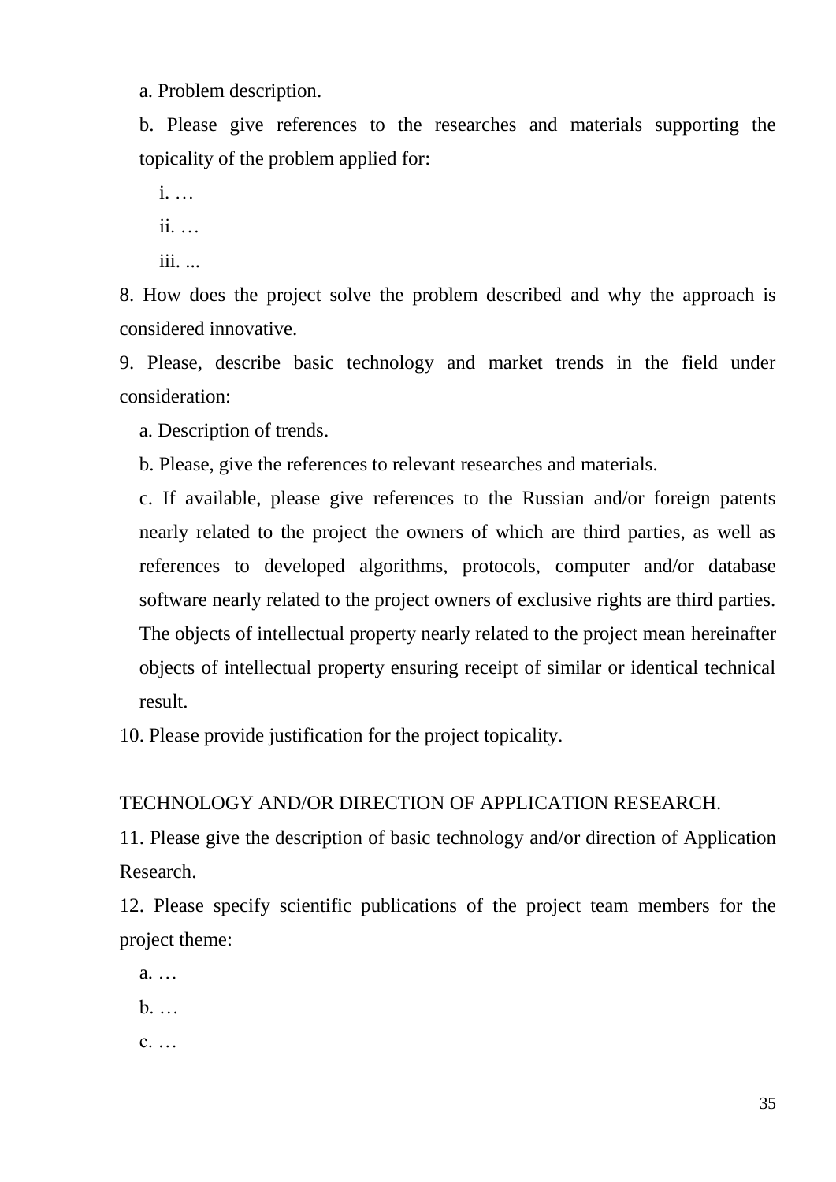a. Problem description.

b. Please give references to the researches and materials supporting the topicality of the problem applied for:

i. …

ii. …

iii. ...

8. How does the project solve the problem described and why the approach is considered innovative.

9. Please, describe basic technology and market trends in the field under consideration:

a. Description of trends.

b. Please, give the references to relevant researches and materials.

c. If available, please give references to the Russian and/or foreign patents nearly related to the project the owners of which are third parties, as well as references to developed algorithms, protocols, computer and/or database software nearly related to the project owners of exclusive rights are third parties. The objects of intellectual property nearly related to the project mean hereinafter objects of intellectual property ensuring receipt of similar or identical technical result.

10. Please provide justification for the project topicality.

TECHNOLOGY AND/OR DIRECTION OF APPLICATION RESEARCH.

11. Please give the description of basic technology and/or direction of Application Research.

12. Please specify scientific publications of the project team members for the project theme:

a. …

b. …

c. …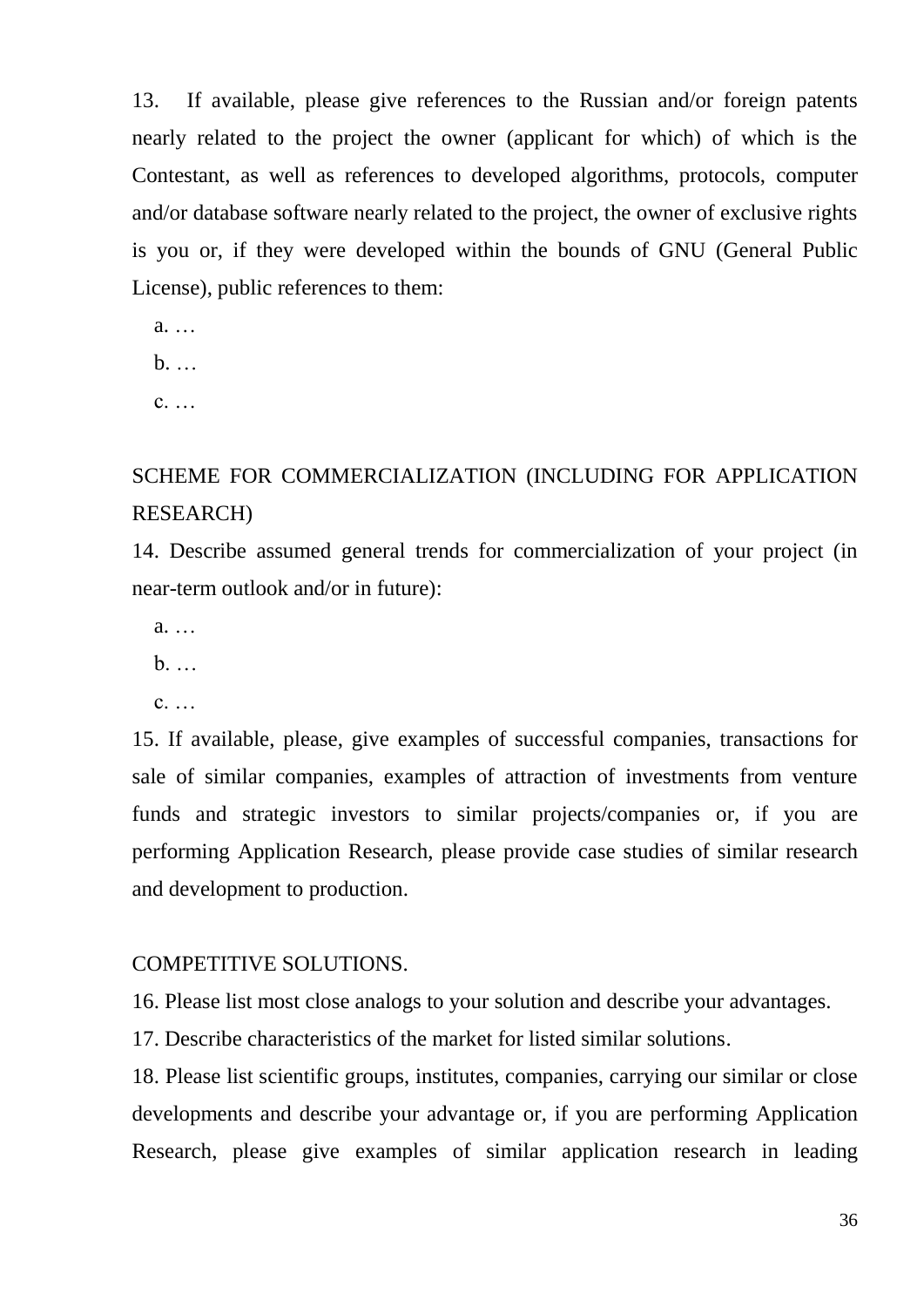13. If available, please give references to the Russian and/or foreign patents nearly related to the project the owner (applicant for which) of which is the Contestant, as well as references to developed algorithms, protocols, computer and/or database software nearly related to the project, the owner of exclusive rights is you or, if they were developed within the bounds of GNU (General Public License), public references to them:

a. …

b. …

c. …

SCHEME FOR COMMERCIALIZATION (INCLUDING FOR APPLICATION RESEARCH)

14. Describe assumed general trends for commercialization of your project (in near-term outlook and/or in future):

a. …

b. …

c. …

15. If available, please, give examples of successful companies, transactions for sale of similar companies, examples of attraction of investments from venture funds and strategic investors to similar projects/companies or, if you are performing Application Research, please provide case studies of similar research and development to production.

COMPETITIVE SOLUTIONS.

16. Please list most close analogs to your solution and describe your advantages.

17. Describe characteristics of the market for listed similar solutions.

18. Please list scientific groups, institutes, companies, carrying our similar or close developments and describe your advantage or, if you are performing Application Research, please give examples of similar application research in leading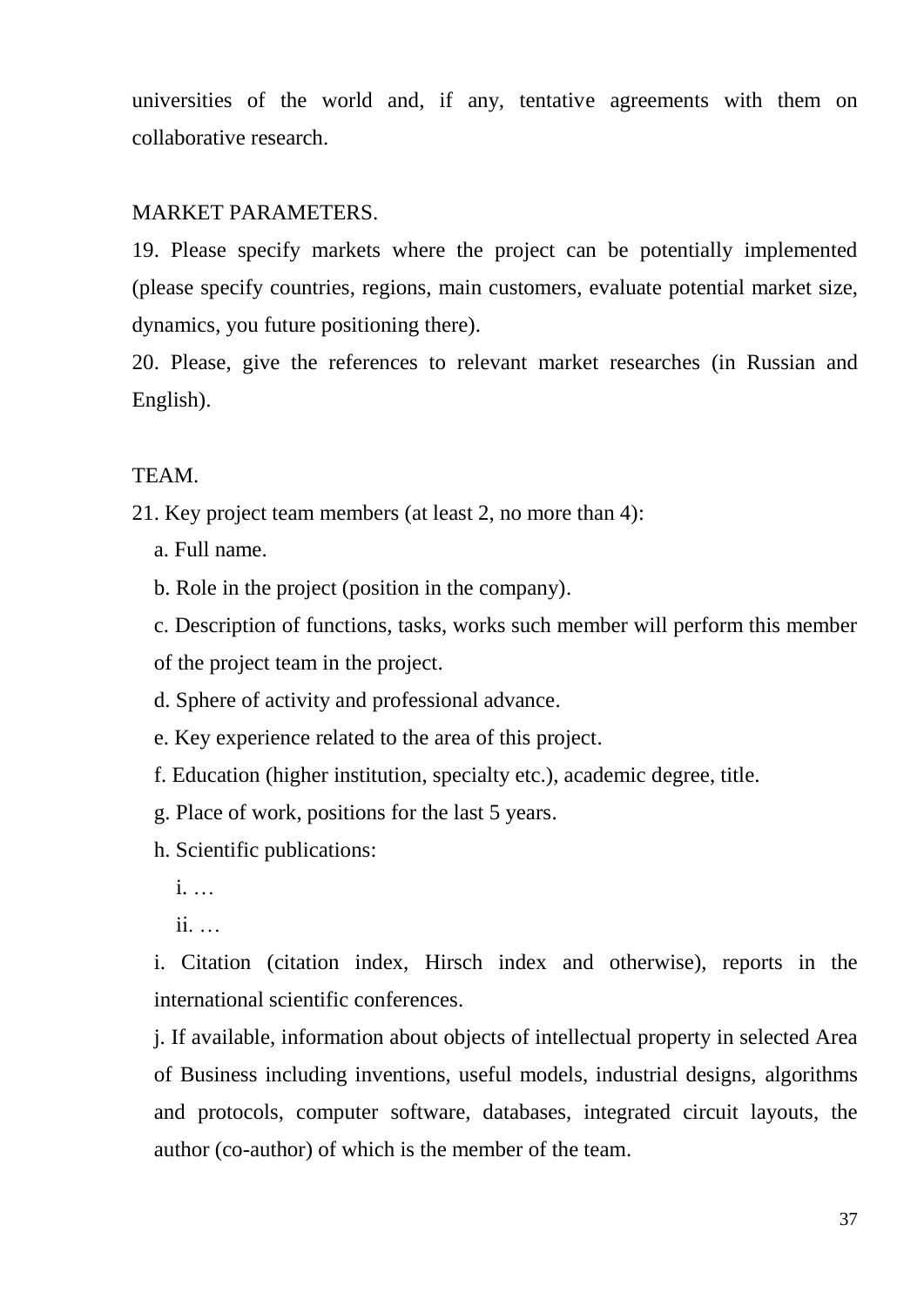universities of the world and, if any, tentative agreements with them on collaborative research.

MARKET PARAMETERS.

19. Please specify markets where the project can be potentially implemented (please specify countries, regions, main customers, evaluate potential market size, dynamics, you future positioning there).

20. Please, give the references to relevant market researches (in Russian and English).

TEAM.

21. Key project team members (at least 2, no more than 4):

   a. Full name.

   b. Role in the project (position in the company).

   c. Description of functions, tasks, works such member will perform this member of the project team in the project.

   d. Sphere of activity and professional advance.

   e. Key experience related to the area of this project.

   f. Education (higher institution, specialty etc.), academic degree, title.

   g. Place of work, positions for the last 5 years.

   h. Scientific publications:

      i. …

      ii. …

   i. Citation (citation index, Hirsch index and otherwise), reports in the international scientific conferences.

   j. If available, information about objects of intellectual property in selected Area of Business including inventions, useful models, industrial designs, algorithms and protocols, computer software, databases, integrated circuit layouts, the author (co-author) of which is the member of the team.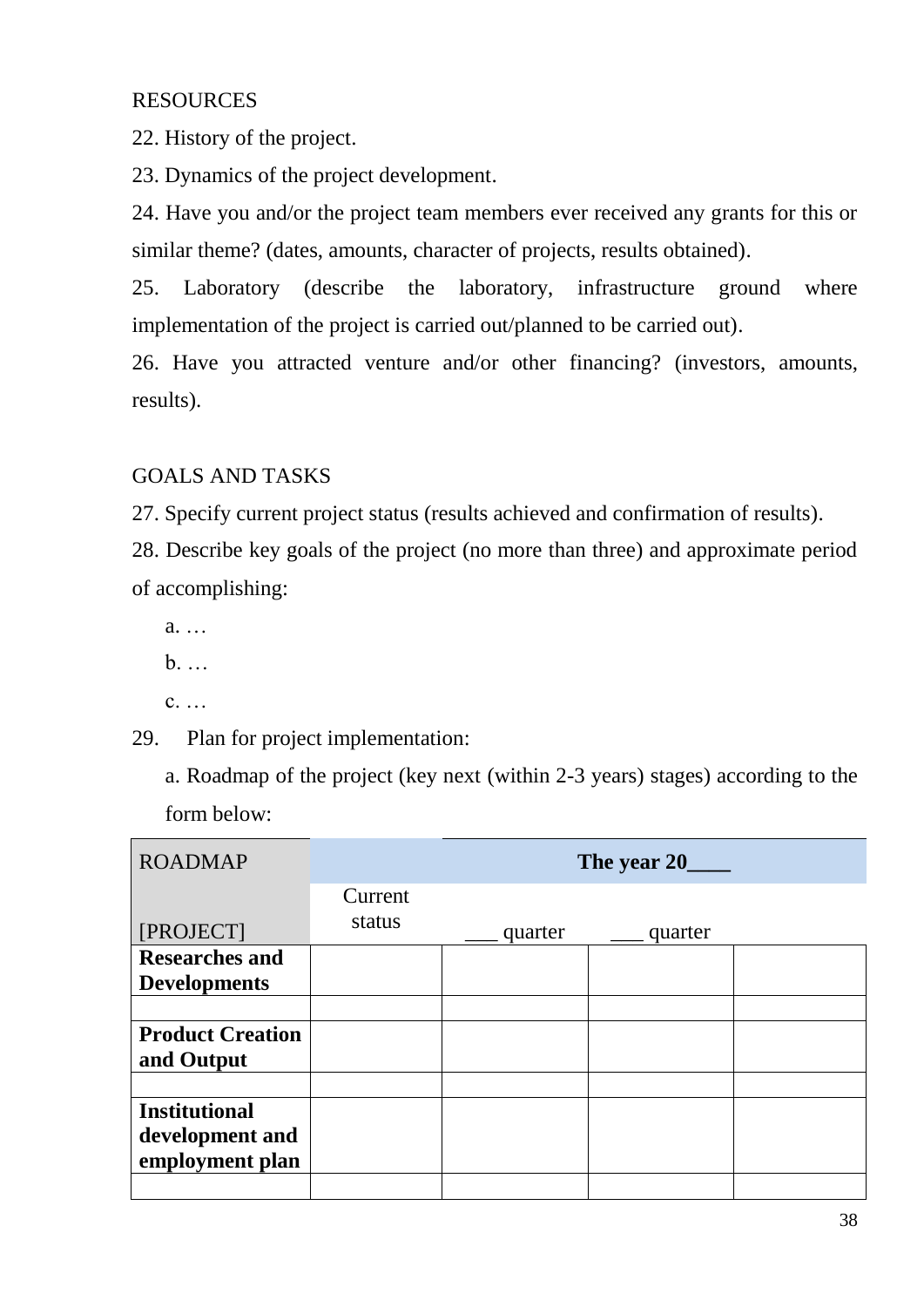RESOURCES

22. History of the project.

23. Dynamics of the project development.

24. Have you and/or the project team members ever received any grants for this or similar theme? (dates, amounts, character of projects, results obtained).

25. Laboratory (describe the laboratory, infrastructure ground where implementation of the project is carried out/planned to be carried out).

26. Have you attracted venture and/or other financing? (investors, amounts, results).

GOALS AND TASKS

27. Specify current project status (results achieved and confirmation of results).

28. Describe key goals of the project (no more than three) and approximate period of accomplishing:

   a. …

   b. …

   c. …

29. Plan for project implementation:

   a. Roadmap of the project (key next (within 2-3 years) stages) according to the form below:

| ROADMAP<br><br>[PROJECT] | **The year 20____** | | | |
|---|---|---|---|---|
| | Current status | ___ quarter | ___ quarter | |
| **Researches and Developments** | | | | |
| | | | | |
| **Product Creation and Output** | | | | |
| | | | | |
| **Institutional development and employment plan** | | | | |
| | | | | |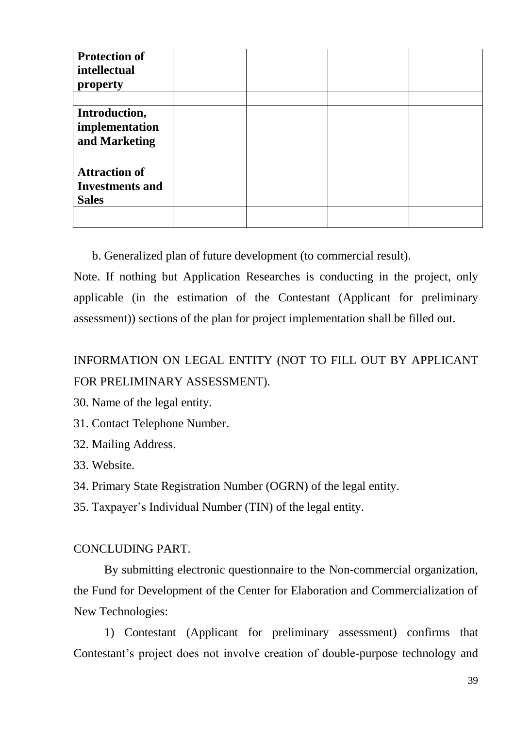| | | | | |
|---|---|---|---|---|
| **Protection of intellectual property** | | | | |
| | | | | |
| **Introduction, implementation and Marketing** | | | | |
| | | | | |
| **Attraction of Investments and Sales** | | | | |
| | | | | |

b. Generalized plan of future development (to commercial result).

Note. If nothing but Application Researches is conducting in the project, only applicable (in the estimation of the Contestant (Applicant for preliminary assessment)) sections of the plan for project implementation shall be filled out.

INFORMATION ON LEGAL ENTITY (NOT TO FILL OUT BY APPLICANT FOR PRELIMINARY ASSESSMENT).

30. Name of the legal entity.
31. Contact Telephone Number.
32. Mailing Address.
33. Website.
34. Primary State Registration Number (OGRN) of the legal entity.
35. Taxpayer's Individual Number (TIN) of the legal entity.

CONCLUDING PART.

By submitting electronic questionnaire to the Non-commercial organization, the Fund for Development of the Center for Elaboration and Commercialization of New Technologies:

1) Contestant (Applicant for preliminary assessment) confirms that Contestant's project does not involve creation of double-purpose technology and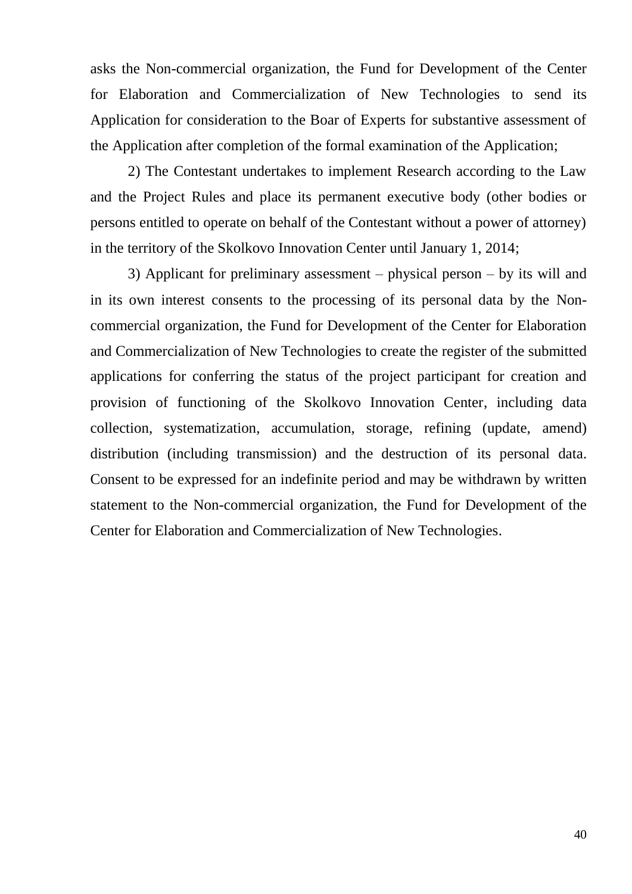asks the Non-commercial organization, the Fund for Development of the Center for Elaboration and Commercialization of New Technologies to send its Application for consideration to the Boar of Experts for substantive assessment of the Application after completion of the formal examination of the Application;

2) The Contestant undertakes to implement Research according to the Law and the Project Rules and place its permanent executive body (other bodies or persons entitled to operate on behalf of the Contestant without a power of attorney) in the territory of the Skolkovo Innovation Center until January 1, 2014;

3) Applicant for preliminary assessment – physical person – by its will and in its own interest consents to the processing of its personal data by the Non-commercial organization, the Fund for Development of the Center for Elaboration and Commercialization of New Technologies to create the register of the submitted applications for conferring the status of the project participant for creation and provision of functioning of the Skolkovo Innovation Center, including data collection, systematization, accumulation, storage, refining (update, amend) distribution (including transmission) and the destruction of its personal data. Consent to be expressed for an indefinite period and may be withdrawn by written statement to the Non-commercial organization, the Fund for Development of the Center for Elaboration and Commercialization of New Technologies.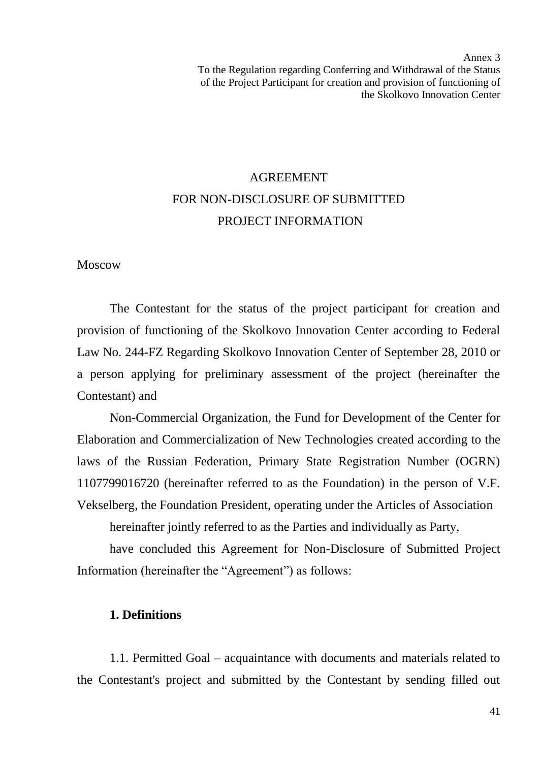Annex 3
To the Regulation regarding Conferring and Withdrawal of the Status of the Project Participant for creation and provision of functioning of the Skolkovo Innovation Center

# AGREEMENT
# FOR NON-DISCLOSURE OF SUBMITTED PROJECT INFORMATION

Moscow

The Contestant for the status of the project participant for creation and provision of functioning of the Skolkovo Innovation Center according to Federal Law No. 244-FZ Regarding Skolkovo Innovation Center of September 28, 2010 or a person applying for preliminary assessment of the project (hereinafter the Contestant) and

Non-Commercial Organization, the Fund for Development of the Center for Elaboration and Commercialization of New Technologies created according to the laws of the Russian Federation, Primary State Registration Number (OGRN) 1107799016720 (hereinafter referred to as the Foundation) in the person of V.F. Vekselberg, the Foundation President, operating under the Articles of Association

hereinafter jointly referred to as the Parties and individually as Party,

have concluded this Agreement for Non-Disclosure of Submitted Project Information (hereinafter the "Agreement") as follows:

**1. Definitions**

1.1. Permitted Goal – acquaintance with documents and materials related to the Contestant's project and submitted by the Contestant by sending filled out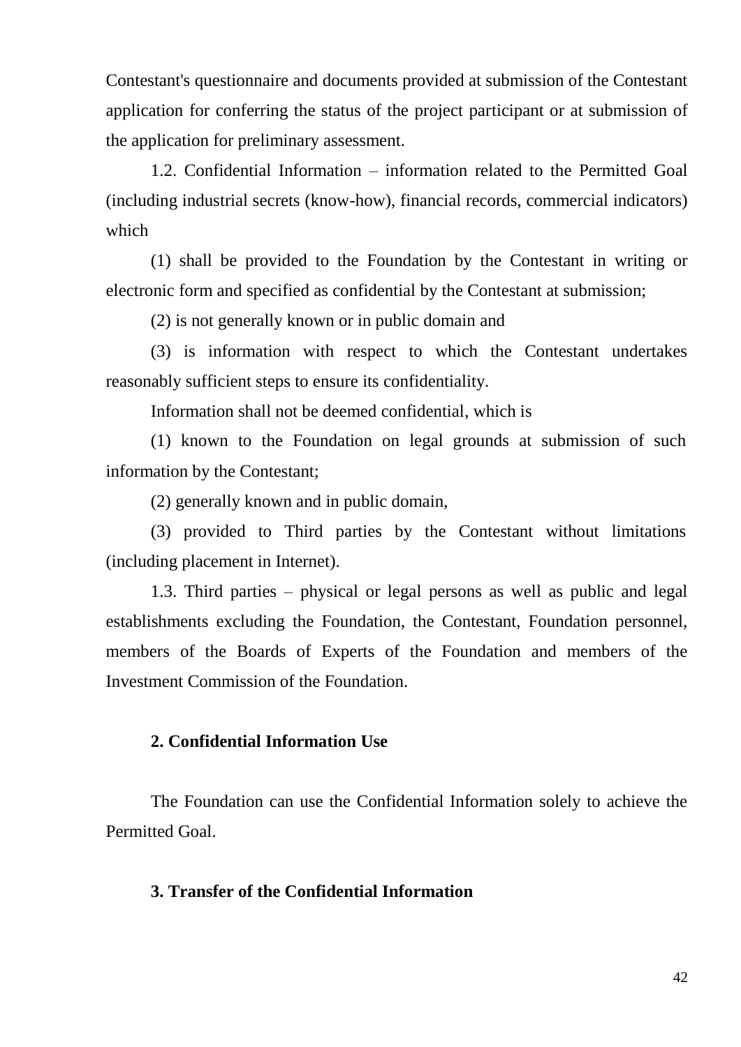Contestant's questionnaire and documents provided at submission of the Contestant application for conferring the status of the project participant or at submission of the application for preliminary assessment.

1.2. Confidential Information – information related to the Permitted Goal (including industrial secrets (know-how), financial records, commercial indicators) which

(1) shall be provided to the Foundation by the Contestant in writing or electronic form and specified as confidential by the Contestant at submission;

(2) is not generally known or in public domain and

(3) is information with respect to which the Contestant undertakes reasonably sufficient steps to ensure its confidentiality.

Information shall not be deemed confidential, which is

(1) known to the Foundation on legal grounds at submission of such information by the Contestant;

(2) generally known and in public domain,

(3) provided to Third parties by the Contestant without limitations (including placement in Internet).

1.3. Third parties – physical or legal persons as well as public and legal establishments excluding the Foundation, the Contestant, Foundation personnel, members of the Boards of Experts of the Foundation and members of the Investment Commission of the Foundation.

**2. Confidential Information Use**

The Foundation can use the Confidential Information solely to achieve the Permitted Goal.

**3. Transfer of the Confidential Information**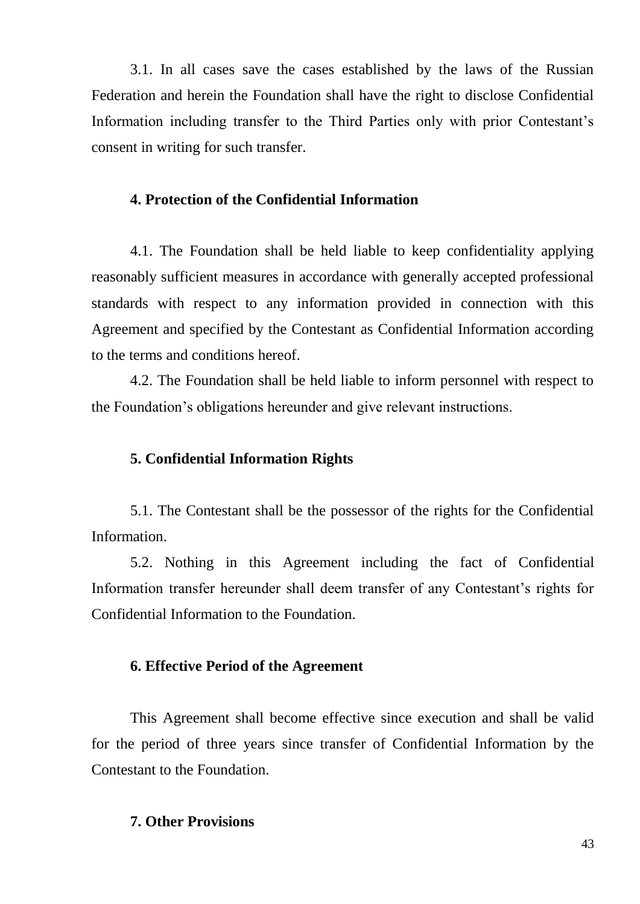3.1. In all cases save the cases established by the laws of the Russian Federation and herein the Foundation shall have the right to disclose Confidential Information including transfer to the Third Parties only with prior Contestant's consent in writing for such transfer.

### 4. Protection of the Confidential Information

4.1. The Foundation shall be held liable to keep confidentiality applying reasonably sufficient measures in accordance with generally accepted professional standards with respect to any information provided in connection with this Agreement and specified by the Contestant as Confidential Information according to the terms and conditions hereof.

4.2. The Foundation shall be held liable to inform personnel with respect to the Foundation's obligations hereunder and give relevant instructions.

### 5. Confidential Information Rights

5.1. The Contestant shall be the possessor of the rights for the Confidential Information.

5.2. Nothing in this Agreement including the fact of Confidential Information transfer hereunder shall deem transfer of any Contestant's rights for Confidential Information to the Foundation.

### 6. Effective Period of the Agreement

This Agreement shall become effective since execution and shall be valid for the period of three years since transfer of Confidential Information by the Contestant to the Foundation.

### 7. Other Provisions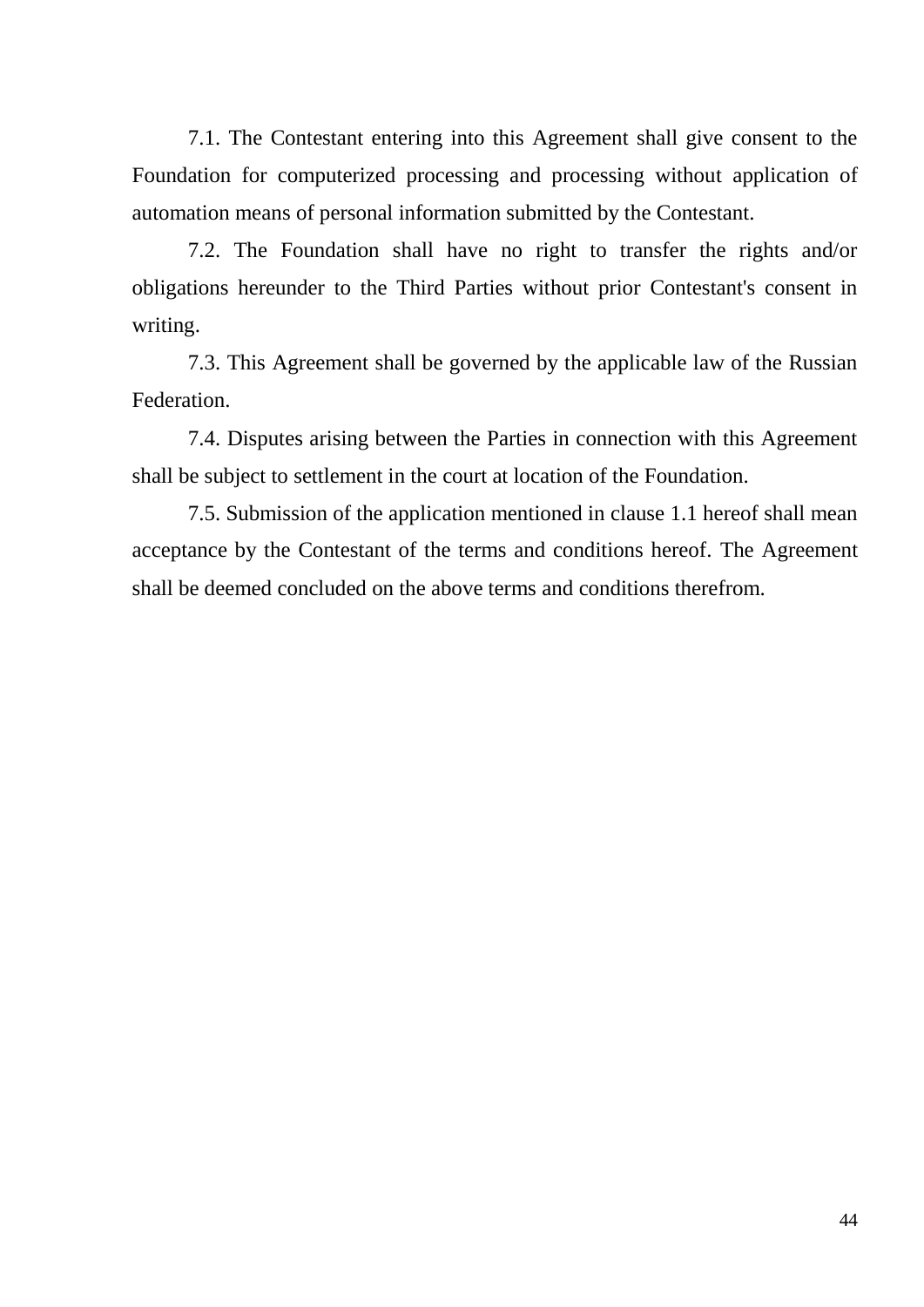7.1. The Contestant entering into this Agreement shall give consent to the Foundation for computerized processing and processing without application of automation means of personal information submitted by the Contestant.

7.2. The Foundation shall have no right to transfer the rights and/or obligations hereunder to the Third Parties without prior Contestant's consent in writing.

7.3. This Agreement shall be governed by the applicable law of the Russian Federation.

7.4. Disputes arising between the Parties in connection with this Agreement shall be subject to settlement in the court at location of the Foundation.

7.5. Submission of the application mentioned in clause 1.1 hereof shall mean acceptance by the Contestant of the terms and conditions hereof. The Agreement shall be deemed concluded on the above terms and conditions therefrom.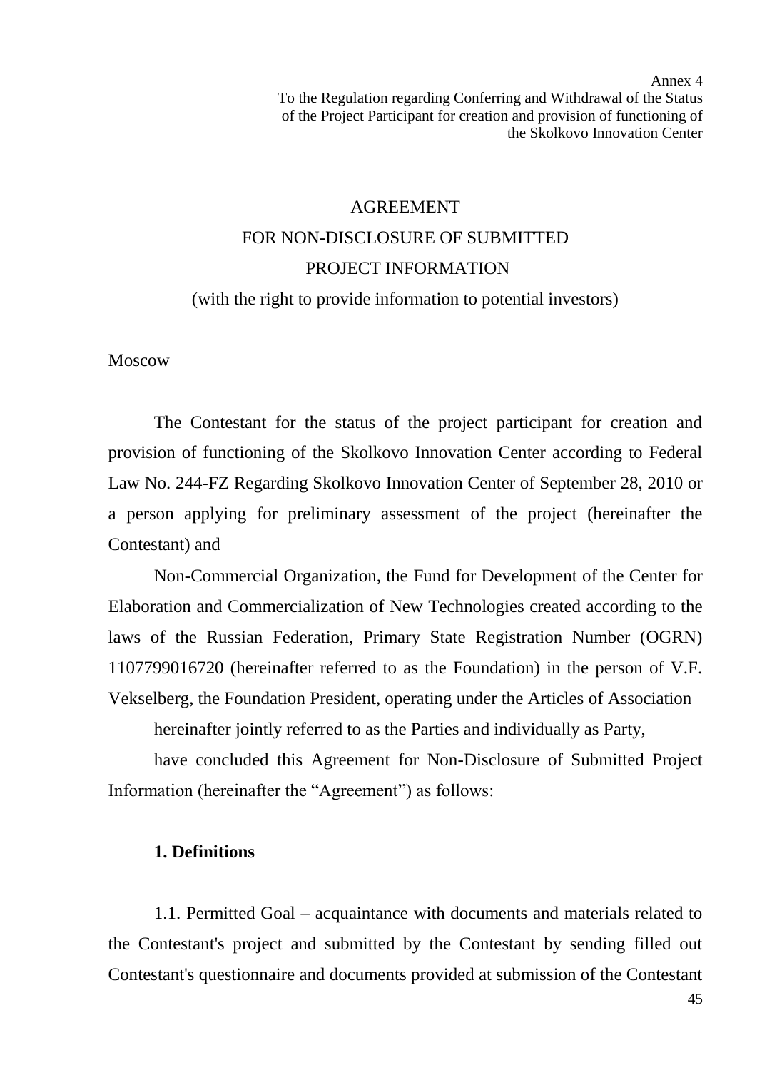Annex 4
To the Regulation regarding Conferring and Withdrawal of the Status of the Project Participant for creation and provision of functioning of the Skolkovo Innovation Center

# AGREEMENT
# FOR NON-DISCLOSURE OF SUBMITTED PROJECT INFORMATION
## (with the right to provide information to potential investors)

Moscow

The Contestant for the status of the project participant for creation and provision of functioning of the Skolkovo Innovation Center according to Federal Law No. 244-FZ Regarding Skolkovo Innovation Center of September 28, 2010 or a person applying for preliminary assessment of the project (hereinafter the Contestant) and

Non-Commercial Organization, the Fund for Development of the Center for Elaboration and Commercialization of New Technologies created according to the laws of the Russian Federation, Primary State Registration Number (OGRN) 1107799016720 (hereinafter referred to as the Foundation) in the person of V.F. Vekselberg, the Foundation President, operating under the Articles of Association

hereinafter jointly referred to as the Parties and individually as Party,

have concluded this Agreement for Non-Disclosure of Submitted Project Information (hereinafter the "Agreement") as follows:

**1. Definitions**

1.1. Permitted Goal – acquaintance with documents and materials related to the Contestant's project and submitted by the Contestant by sending filled out Contestant's questionnaire and documents provided at submission of the Contestant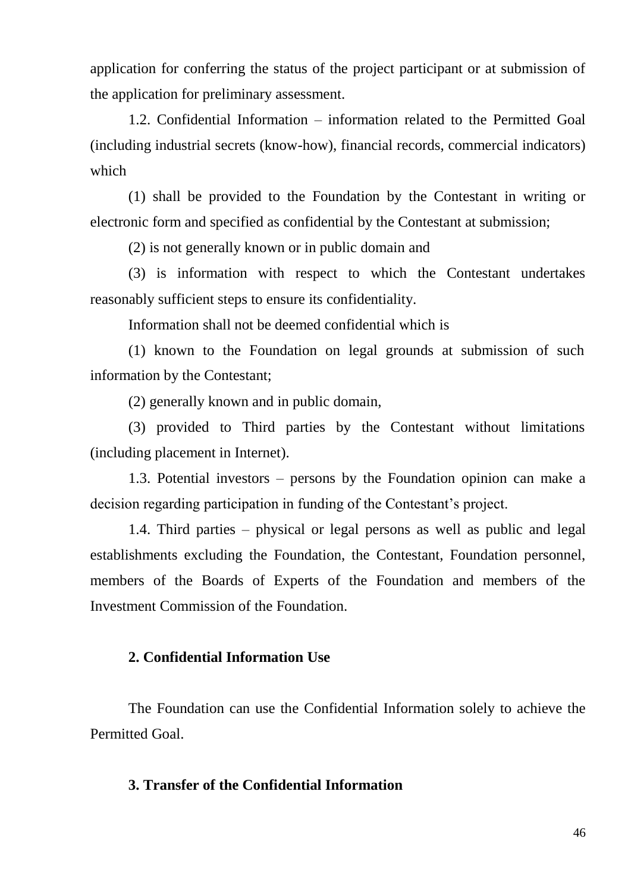application for conferring the status of the project participant or at submission of the application for preliminary assessment.

1.2. Confidential Information – information related to the Permitted Goal (including industrial secrets (know-how), financial records, commercial indicators) which

(1) shall be provided to the Foundation by the Contestant in writing or electronic form and specified as confidential by the Contestant at submission;

(2) is not generally known or in public domain and

(3) is information with respect to which the Contestant undertakes reasonably sufficient steps to ensure its confidentiality.

Information shall not be deemed confidential which is

(1) known to the Foundation on legal grounds at submission of such information by the Contestant;

(2) generally known and in public domain,

(3) provided to Third parties by the Contestant without limitations (including placement in Internet).

1.3. Potential investors – persons by the Foundation opinion can make a decision regarding participation in funding of the Contestant's project.

1.4. Third parties – physical or legal persons as well as public and legal establishments excluding the Foundation, the Contestant, Foundation personnel, members of the Boards of Experts of the Foundation and members of the Investment Commission of the Foundation.

**2. Confidential Information Use**

The Foundation can use the Confidential Information solely to achieve the Permitted Goal.

**3. Transfer of the Confidential Information**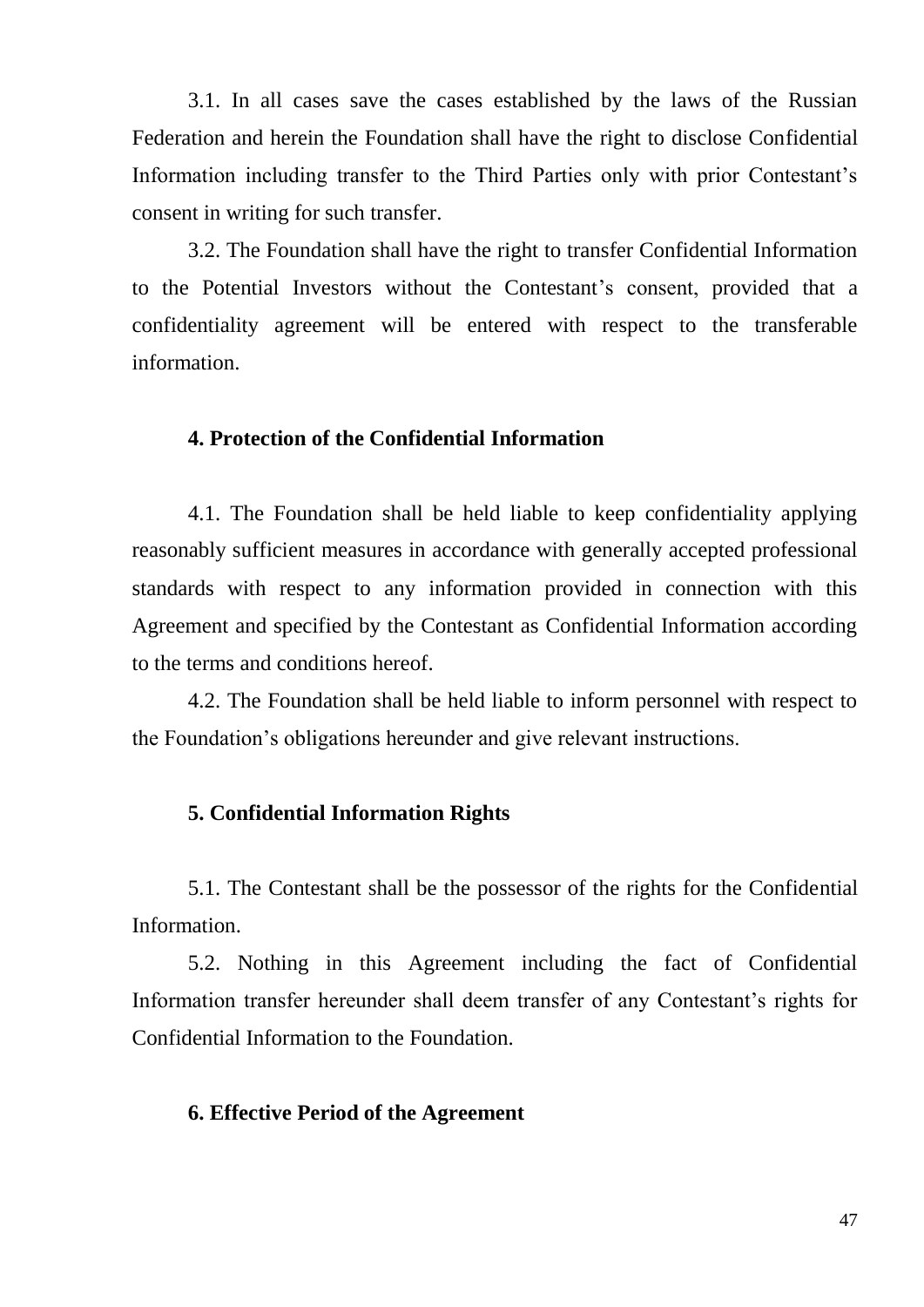3.1. In all cases save the cases established by the laws of the Russian Federation and herein the Foundation shall have the right to disclose Confidential Information including transfer to the Third Parties only with prior Contestant's consent in writing for such transfer.

3.2. The Foundation shall have the right to transfer Confidential Information to the Potential Investors without the Contestant's consent, provided that a confidentiality agreement will be entered with respect to the transferable information.

**4. Protection of the Confidential Information**

4.1. The Foundation shall be held liable to keep confidentiality applying reasonably sufficient measures in accordance with generally accepted professional standards with respect to any information provided in connection with this Agreement and specified by the Contestant as Confidential Information according to the terms and conditions hereof.

4.2. The Foundation shall be held liable to inform personnel with respect to the Foundation's obligations hereunder and give relevant instructions.

**5. Confidential Information Rights**

5.1. The Contestant shall be the possessor of the rights for the Confidential Information.

5.2. Nothing in this Agreement including the fact of Confidential Information transfer hereunder shall deem transfer of any Contestant's rights for Confidential Information to the Foundation.

**6. Effective Period of the Agreement**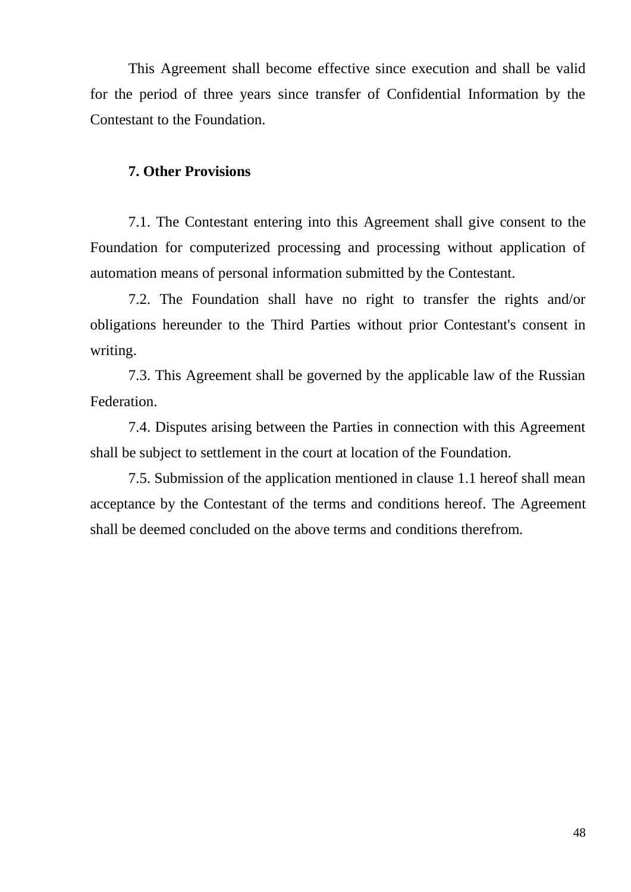This Agreement shall become effective since execution and shall be valid for the period of three years since transfer of Confidential Information by the Contestant to the Foundation.

**7. Other Provisions**

7.1. The Contestant entering into this Agreement shall give consent to the Foundation for computerized processing and processing without application of automation means of personal information submitted by the Contestant.

7.2. The Foundation shall have no right to transfer the rights and/or obligations hereunder to the Third Parties without prior Contestant's consent in writing.

7.3. This Agreement shall be governed by the applicable law of the Russian Federation.

7.4. Disputes arising between the Parties in connection with this Agreement shall be subject to settlement in the court at location of the Foundation.

7.5. Submission of the application mentioned in clause 1.1 hereof shall mean acceptance by the Contestant of the terms and conditions hereof. The Agreement shall be deemed concluded on the above terms and conditions therefrom.